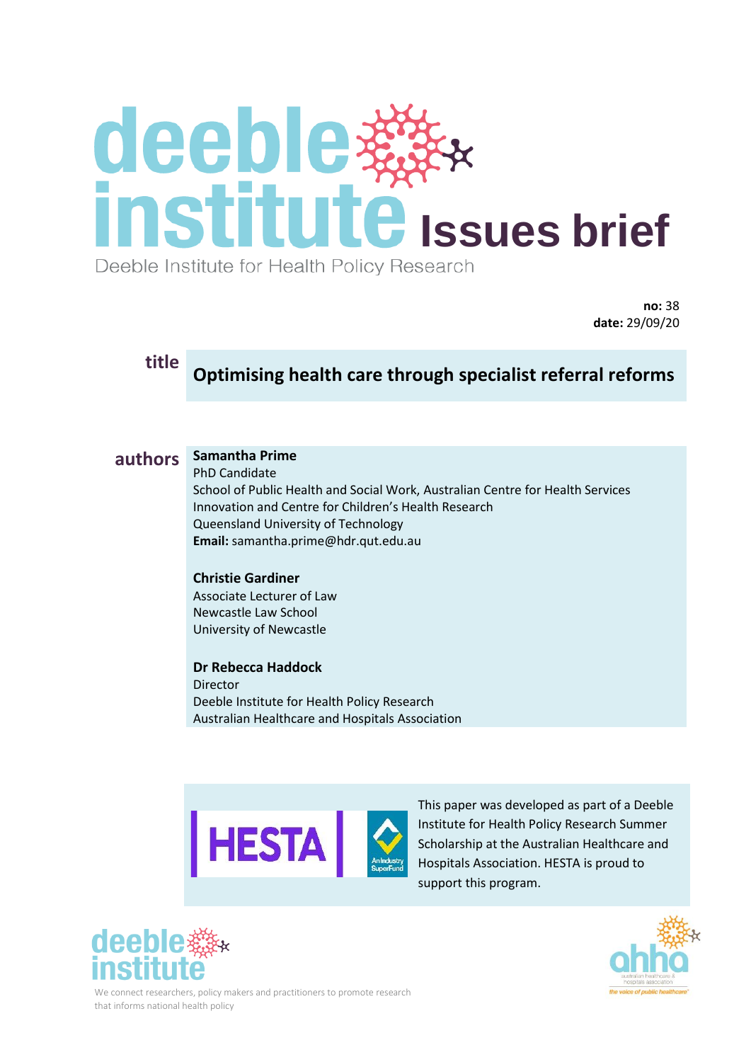# deeble institute Issues brief

Deeble Institute for Health Policy Research

**no:** 38
**date:** 29/09/20

**title**

## Optimising health care through specialist referral reforms

**authors**

**Samantha Prime**
PhD Candidate
School of Public Health and Social Work, Australian Centre for Health Services Innovation and Centre for Children's Health Research
Queensland University of Technology
**Email:** samantha.prime@hdr.qut.edu.au

**Christie Gardiner**
Associate Lecturer of Law
Newcastle Law School
University of Newcastle

**Dr Rebecca Haddock**
Director
Deeble Institute for Health Policy Research
Australian Healthcare and Hospitals Association

HESTA | An Industry SuperFund

This paper was developed as part of a Deeble Institute for Health Policy Research Summer Scholarship at the Australian Healthcare and Hospitals Association. HESTA is proud to support this program.

deeble institute

We connect researchers, policy makers and practitioners to promote research that informs national health policy

ahha — australian healthcare & hospitals association — the voice of public healthcare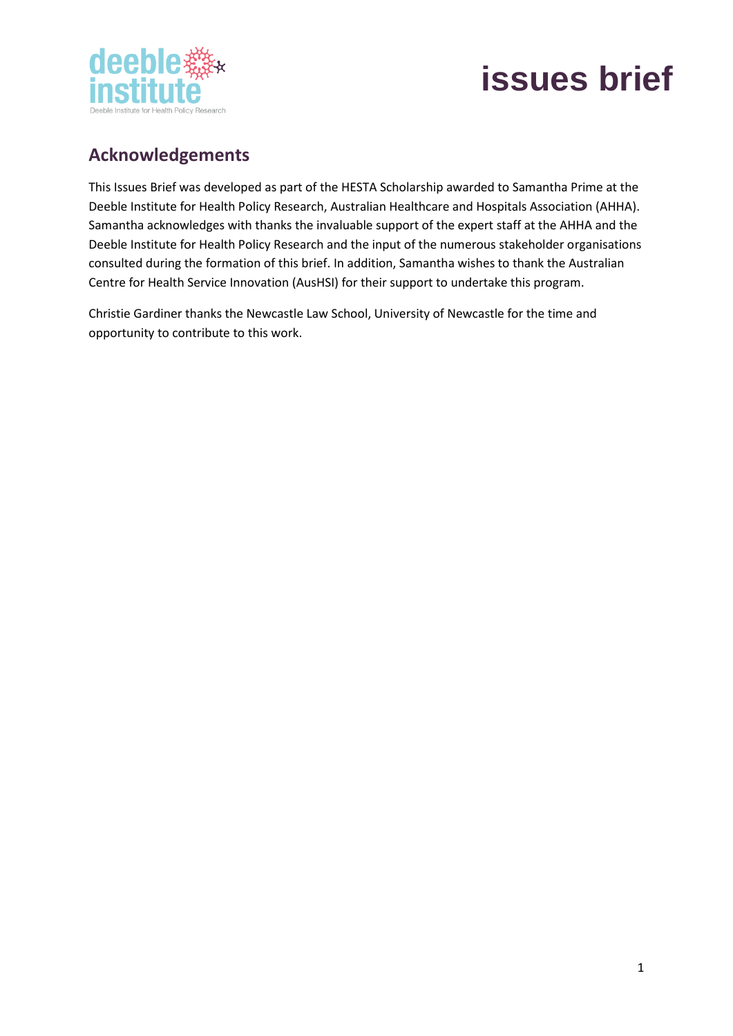## Acknowledgements

This Issues Brief was developed as part of the HESTA Scholarship awarded to Samantha Prime at the Deeble Institute for Health Policy Research, Australian Healthcare and Hospitals Association (AHHA). Samantha acknowledges with thanks the invaluable support of the expert staff at the AHHA and the Deeble Institute for Health Policy Research and the input of the numerous stakeholder organisations consulted during the formation of this brief. In addition, Samantha wishes to thank the Australian Centre for Health Service Innovation (AusHSI) for their support to undertake this program.

Christie Gardiner thanks the Newcastle Law School, University of Newcastle for the time and opportunity to contribute to this work.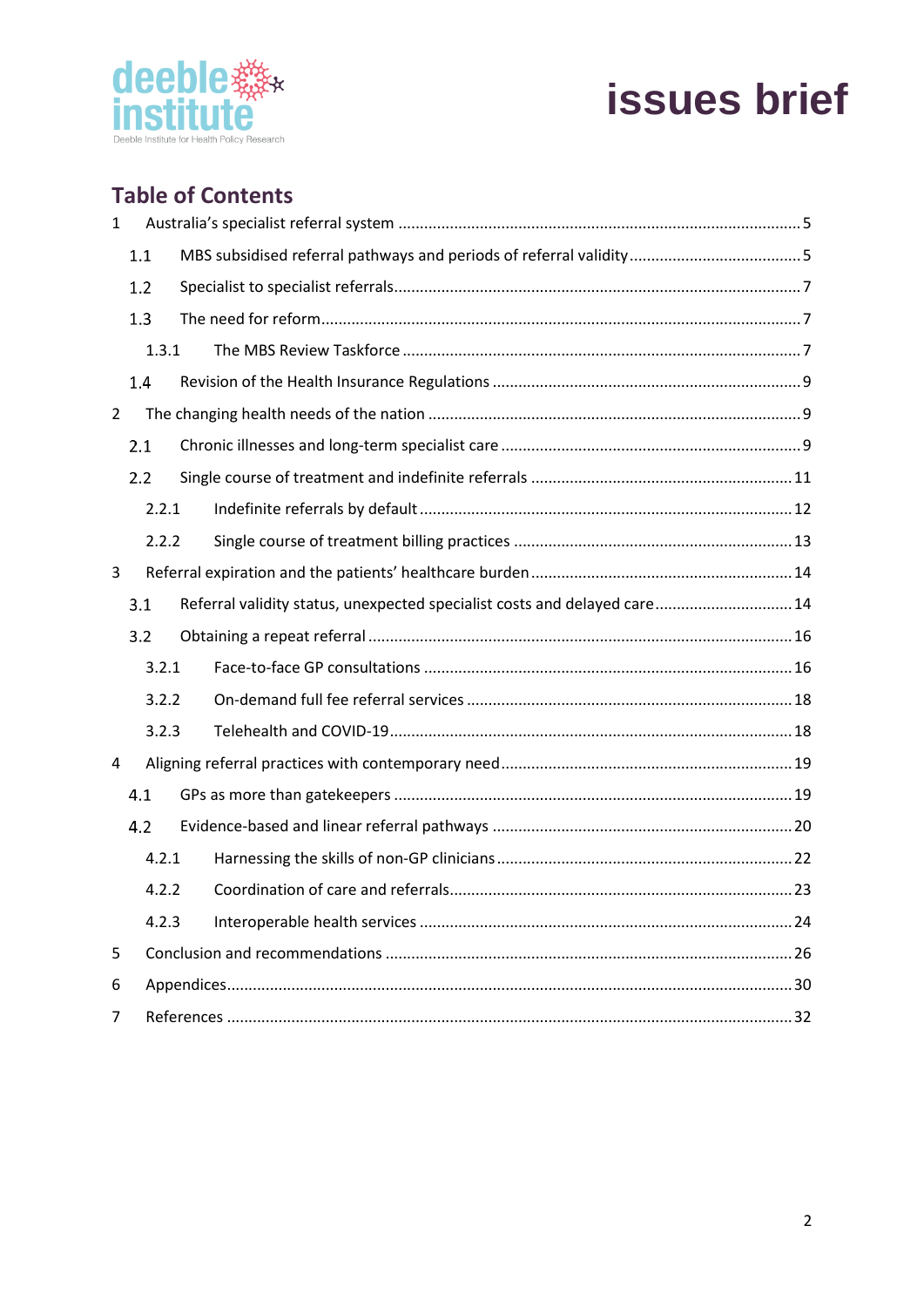# Table of Contents

1 Australia's specialist referral system ..... 5

 1.1 MBS subsidised referral pathways and periods of referral validity ..... 5

 1.2 Specialist to specialist referrals ..... 7

 1.3 The need for reform ..... 7

  1.3.1 The MBS Review Taskforce ..... 7

 1.4 Revision of the Health Insurance Regulations ..... 9

2 The changing health needs of the nation ..... 9

 2.1 Chronic illnesses and long-term specialist care ..... 9

 2.2 Single course of treatment and indefinite referrals ..... 11

  2.2.1 Indefinite referrals by default ..... 12

  2.2.2 Single course of treatment billing practices ..... 13

3 Referral expiration and the patients' healthcare burden ..... 14

 3.1 Referral validity status, unexpected specialist costs and delayed care ..... 14

 3.2 Obtaining a repeat referral ..... 16

  3.2.1 Face-to-face GP consultations ..... 16

  3.2.2 On-demand full fee referral services ..... 18

  3.2.3 Telehealth and COVID-19 ..... 18

4 Aligning referral practices with contemporary need ..... 19

 4.1 GPs as more than gatekeepers ..... 19

 4.2 Evidence-based and linear referral pathways ..... 20

  4.2.1 Harnessing the skills of non-GP clinicians ..... 22

  4.2.2 Coordination of care and referrals ..... 23

  4.2.3 Interoperable health services ..... 24

5 Conclusion and recommendations ..... 26

6 Appendices ..... 30

7 References ..... 32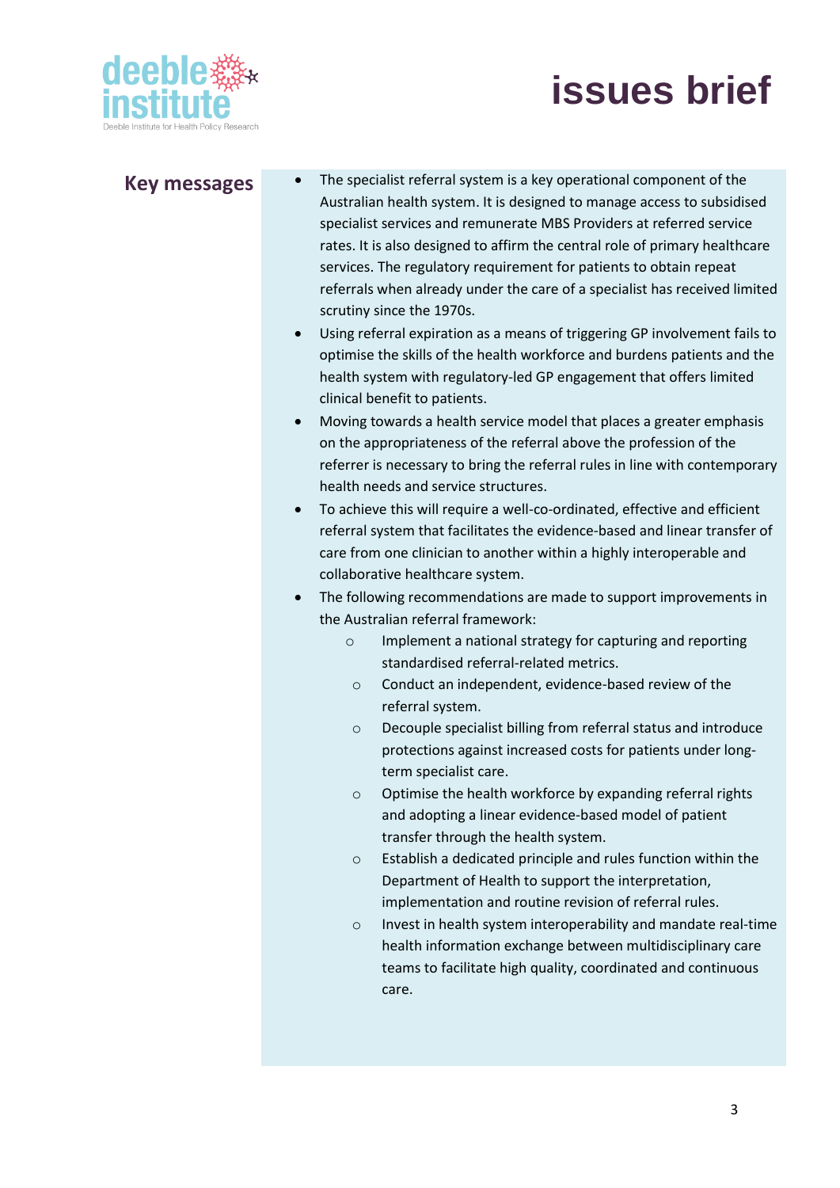## Key messages

- The specialist referral system is a key operational component of the Australian health system. It is designed to manage access to subsidised specialist services and remunerate MBS Providers at referred service rates. It is also designed to affirm the central role of primary healthcare services. The regulatory requirement for patients to obtain repeat referrals when already under the care of a specialist has received limited scrutiny since the 1970s.
- Using referral expiration as a means of triggering GP involvement fails to optimise the skills of the health workforce and burdens patients and the health system with regulatory-led GP engagement that offers limited clinical benefit to patients.
- Moving towards a health service model that places a greater emphasis on the appropriateness of the referral above the profession of the referrer is necessary to bring the referral rules in line with contemporary health needs and service structures.
- To achieve this will require a well-co-ordinated, effective and efficient referral system that facilitates the evidence-based and linear transfer of care from one clinician to another within a highly interoperable and collaborative healthcare system.
- The following recommendations are made to support improvements in the Australian referral framework:
  - Implement a national strategy for capturing and reporting standardised referral-related metrics.
  - Conduct an independent, evidence-based review of the referral system.
  - Decouple specialist billing from referral status and introduce protections against increased costs for patients under long-term specialist care.
  - Optimise the health workforce by expanding referral rights and adopting a linear evidence-based model of patient transfer through the health system.
  - Establish a dedicated principle and rules function within the Department of Health to support the interpretation, implementation and routine revision of referral rules.
  - Invest in health system interoperability and mandate real-time health information exchange between multidisciplinary care teams to facilitate high quality, coordinated and continuous care.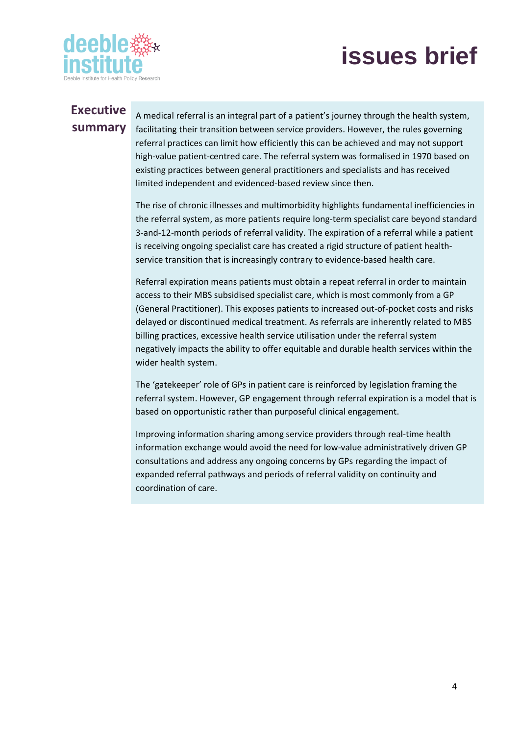# Executive summary

A medical referral is an integral part of a patient's journey through the health system, facilitating their transition between service providers. However, the rules governing referral practices can limit how efficiently this can be achieved and may not support high-value patient-centred care. The referral system was formalised in 1970 based on existing practices between general practitioners and specialists and has received limited independent and evidenced-based review since then.

The rise of chronic illnesses and multimorbidity highlights fundamental inefficiencies in the referral system, as more patients require long-term specialist care beyond standard 3-and-12-month periods of referral validity. The expiration of a referral while a patient is receiving ongoing specialist care has created a rigid structure of patient health-service transition that is increasingly contrary to evidence-based health care.

Referral expiration means patients must obtain a repeat referral in order to maintain access to their MBS subsidised specialist care, which is most commonly from a GP (General Practitioner). This exposes patients to increased out-of-pocket costs and risks delayed or discontinued medical treatment. As referrals are inherently related to MBS billing practices, excessive health service utilisation under the referral system negatively impacts the ability to offer equitable and durable health services within the wider health system.

The 'gatekeeper' role of GPs in patient care is reinforced by legislation framing the referral system. However, GP engagement through referral expiration is a model that is based on opportunistic rather than purposeful clinical engagement.

Improving information sharing among service providers through real-time health information exchange would avoid the need for low-value administratively driven GP consultations and address any ongoing concerns by GPs regarding the impact of expanded referral pathways and periods of referral validity on continuity and coordination of care.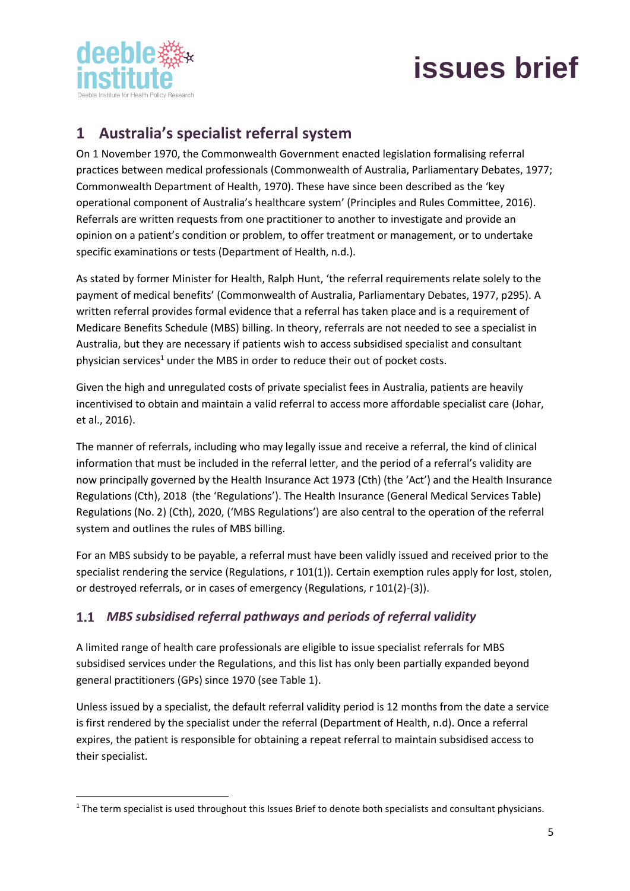# 1 Australia's specialist referral system

On 1 November 1970, the Commonwealth Government enacted legislation formalising referral practices between medical professionals (Commonwealth of Australia, Parliamentary Debates, 1977; Commonwealth Department of Health, 1970). These have since been described as the 'key operational component of Australia's healthcare system' (Principles and Rules Committee, 2016). Referrals are written requests from one practitioner to another to investigate and provide an opinion on a patient's condition or problem, to offer treatment or management, or to undertake specific examinations or tests (Department of Health, n.d.).

As stated by former Minister for Health, Ralph Hunt, 'the referral requirements relate solely to the payment of medical benefits' (Commonwealth of Australia, Parliamentary Debates, 1977, p295). A written referral provides formal evidence that a referral has taken place and is a requirement of Medicare Benefits Schedule (MBS) billing. In theory, referrals are not needed to see a specialist in Australia, but they are necessary if patients wish to access subsidised specialist and consultant physician services[1] under the MBS in order to reduce their out of pocket costs.

Given the high and unregulated costs of private specialist fees in Australia, patients are heavily incentivised to obtain and maintain a valid referral to access more affordable specialist care (Johar, et al., 2016).

The manner of referrals, including who may legally issue and receive a referral, the kind of clinical information that must be included in the referral letter, and the period of a referral's validity are now principally governed by the Health Insurance Act 1973 (Cth) (the 'Act') and the Health Insurance Regulations (Cth), 2018 (the 'Regulations'). The Health Insurance (General Medical Services Table) Regulations (No. 2) (Cth), 2020, ('MBS Regulations') are also central to the operation of the referral system and outlines the rules of MBS billing.

For an MBS subsidy to be payable, a referral must have been validly issued and received prior to the specialist rendering the service (Regulations, r 101(1)). Certain exemption rules apply for lost, stolen, or destroyed referrals, or in cases of emergency (Regulations, r 101(2)-(3)).

## 1.1 *MBS subsidised referral pathways and periods of referral validity*

A limited range of health care professionals are eligible to issue specialist referrals for MBS subsidised services under the Regulations, and this list has only been partially expanded beyond general practitioners (GPs) since 1970 (see Table 1).

Unless issued by a specialist, the default referral validity period is 12 months from the date a service is first rendered by the specialist under the referral (Department of Health, n.d). Once a referral expires, the patient is responsible for obtaining a repeat referral to maintain subsidised access to their specialist.

[1] The term specialist is used throughout this Issues Brief to denote both specialists and consultant physicians.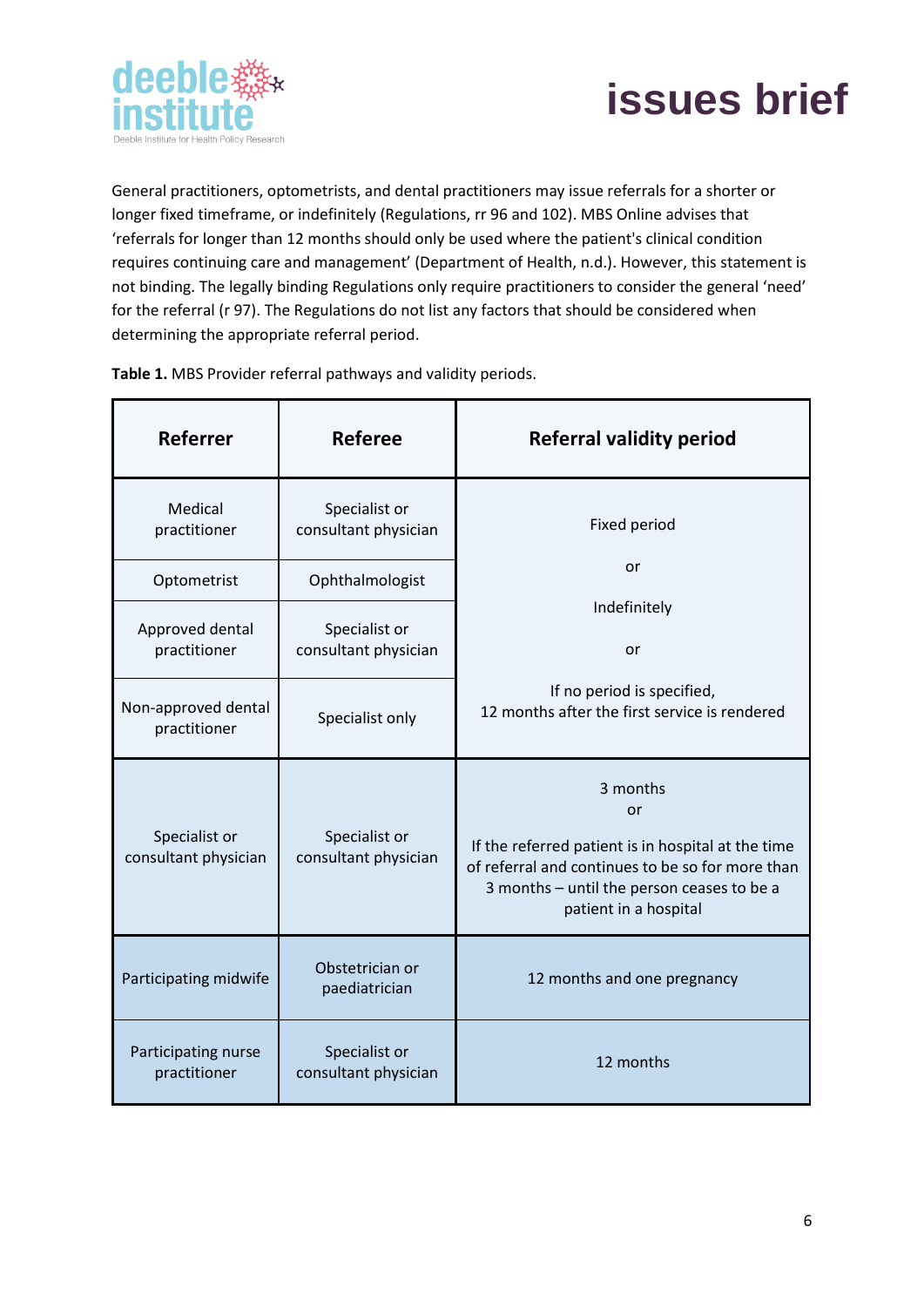General practitioners, optometrists, and dental practitioners may issue referrals for a shorter or longer fixed timeframe, or indefinitely (Regulations, rr 96 and 102). MBS Online advises that 'referrals for longer than 12 months should only be used where the patient's clinical condition requires continuing care and management' (Department of Health, n.d.). However, this statement is not binding. The legally binding Regulations only require practitioners to consider the general 'need' for the referral (r 97). The Regulations do not list any factors that should be considered when determining the appropriate referral period.

**Table 1.** MBS Provider referral pathways and validity periods.

| Referrer | Referee | Referral validity period |
|---|---|---|
| Medical practitioner | Specialist or consultant physician | Fixed period or Indefinitely or If no period is specified, 12 months after the first service is rendered |
| Optometrist | Ophthalmologist | |
| Approved dental practitioner | Specialist or consultant physician | |
| Non-approved dental practitioner | Specialist only | |
| Specialist or consultant physician | Specialist or consultant physician | 3 months or If the referred patient is in hospital at the time of referral and continues to be so for more than 3 months – until the person ceases to be a patient in a hospital |
| Participating midwife | Obstetrician or paediatrician | 12 months and one pregnancy |
| Participating nurse practitioner | Specialist or consultant physician | 12 months |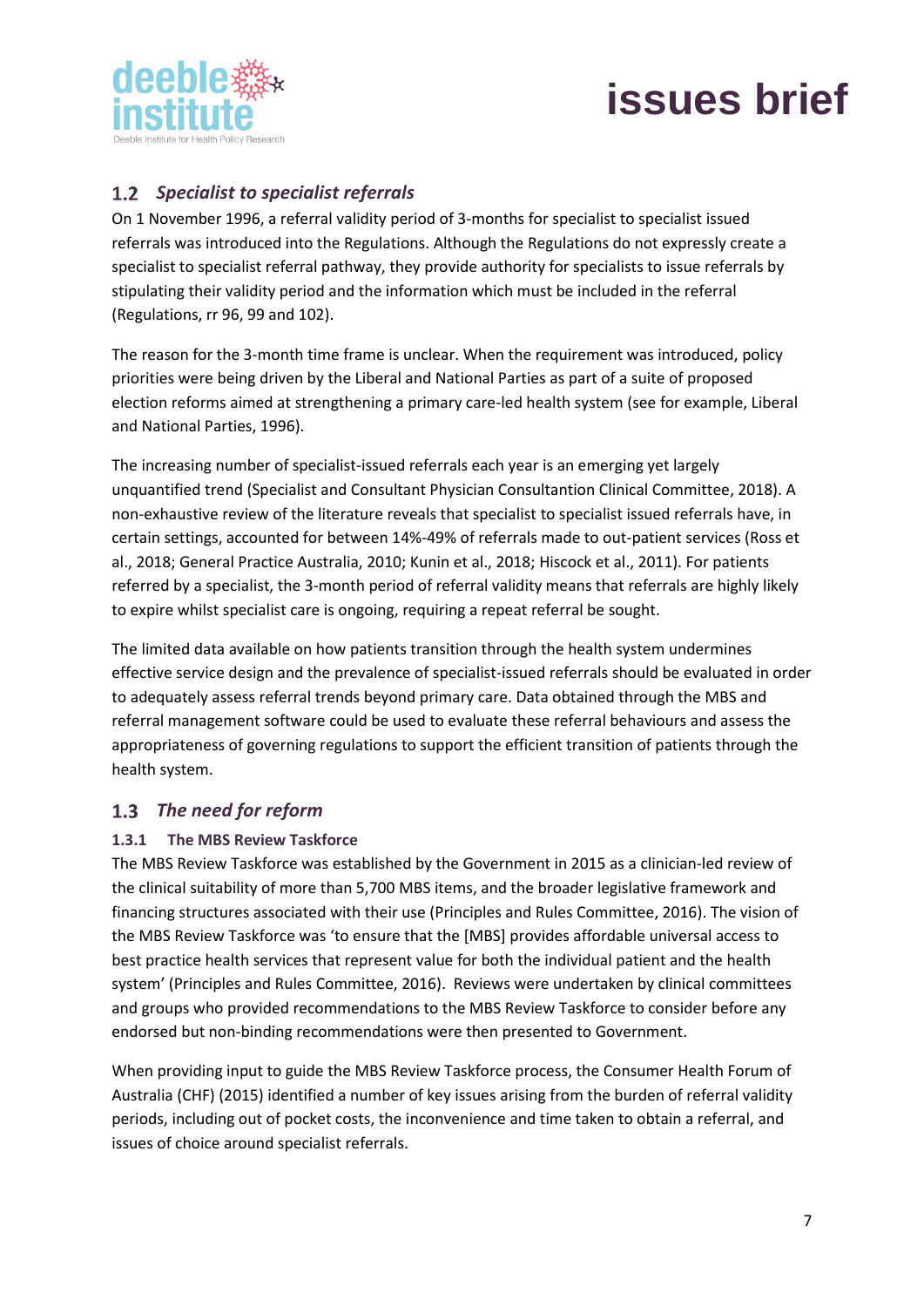## 1.2 *Specialist to specialist referrals*

On 1 November 1996, a referral validity period of 3-months for specialist to specialist issued referrals was introduced into the Regulations. Although the Regulations do not expressly create a specialist to specialist referral pathway, they provide authority for specialists to issue referrals by stipulating their validity period and the information which must be included in the referral (Regulations, rr 96, 99 and 102).

The reason for the 3-month time frame is unclear. When the requirement was introduced, policy priorities were being driven by the Liberal and National Parties as part of a suite of proposed election reforms aimed at strengthening a primary care-led health system (see for example, Liberal and National Parties, 1996).

The increasing number of specialist-issued referrals each year is an emerging yet largely unquantified trend (Specialist and Consultant Physician Consultantion Clinical Committee, 2018). A non-exhaustive review of the literature reveals that specialist to specialist issued referrals have, in certain settings, accounted for between 14%-49% of referrals made to out-patient services (Ross et al., 2018; General Practice Australia, 2010; Kunin et al., 2018; Hiscock et al., 2011). For patients referred by a specialist, the 3-month period of referral validity means that referrals are highly likely to expire whilst specialist care is ongoing, requiring a repeat referral be sought.

The limited data available on how patients transition through the health system undermines effective service design and the prevalence of specialist-issued referrals should be evaluated in order to adequately assess referral trends beyond primary care. Data obtained through the MBS and referral management software could be used to evaluate these referral behaviours and assess the appropriateness of governing regulations to support the efficient transition of patients through the health system.

## 1.3 *The need for reform*

### 1.3.1 The MBS Review Taskforce

The MBS Review Taskforce was established by the Government in 2015 as a clinician-led review of the clinical suitability of more than 5,700 MBS items, and the broader legislative framework and financing structures associated with their use (Principles and Rules Committee, 2016). The vision of the MBS Review Taskforce was 'to ensure that the [MBS] provides affordable universal access to best practice health services that represent value for both the individual patient and the health system' (Principles and Rules Committee, 2016). Reviews were undertaken by clinical committees and groups who provided recommendations to the MBS Review Taskforce to consider before any endorsed but non-binding recommendations were then presented to Government.

When providing input to guide the MBS Review Taskforce process, the Consumer Health Forum of Australia (CHF) (2015) identified a number of key issues arising from the burden of referral validity periods, including out of pocket costs, the inconvenience and time taken to obtain a referral, and issues of choice around specialist referrals.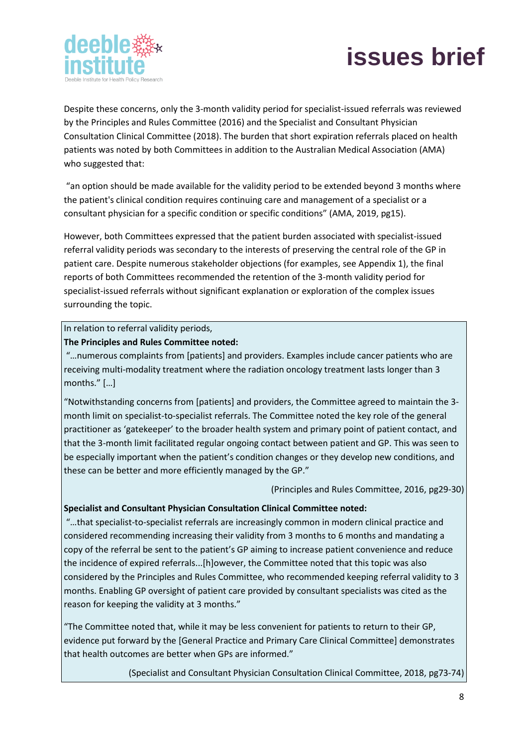Despite these concerns, only the 3-month validity period for specialist-issued referrals was reviewed by the Principles and Rules Committee (2016) and the Specialist and Consultant Physician Consultation Clinical Committee (2018). The burden that short expiration referrals placed on health patients was noted by both Committees in addition to the Australian Medical Association (AMA) who suggested that:

"an option should be made available for the validity period to be extended beyond 3 months where the patient's clinical condition requires continuing care and management of a specialist or a consultant physician for a specific condition or specific conditions" (AMA, 2019, pg15).

However, both Committees expressed that the patient burden associated with specialist-issued referral validity periods was secondary to the interests of preserving the central role of the GP in patient care. Despite numerous stakeholder objections (for examples, see Appendix 1), the final reports of both Committees recommended the retention of the 3-month validity period for specialist-issued referrals without significant explanation or exploration of the complex issues surrounding the topic.

> In relation to referral validity periods,
>
> **The Principles and Rules Committee noted:**
>
> "…numerous complaints from [patients] and providers. Examples include cancer patients who are receiving multi-modality treatment where the radiation oncology treatment lasts longer than 3 months." […]
>
> "Notwithstanding concerns from [patients] and providers, the Committee agreed to maintain the 3-month limit on specialist-to-specialist referrals. The Committee noted the key role of the general practitioner as 'gatekeeper' to the broader health system and primary point of patient contact, and that the 3-month limit facilitated regular ongoing contact between patient and GP. This was seen to be especially important when the patient's condition changes or they develop new conditions, and these can be better and more efficiently managed by the GP."
>
> (Principles and Rules Committee, 2016, pg29-30)
>
> **Specialist and Consultant Physician Consultation Clinical Committee noted:**
>
> "…that specialist-to-specialist referrals are increasingly common in modern clinical practice and considered recommending increasing their validity from 3 months to 6 months and mandating a copy of the referral be sent to the patient's GP aiming to increase patient convenience and reduce the incidence of expired referrals...[h]owever, the Committee noted that this topic was also considered by the Principles and Rules Committee, who recommended keeping referral validity to 3 months. Enabling GP oversight of patient care provided by consultant specialists was cited as the reason for keeping the validity at 3 months."
>
> "The Committee noted that, while it may be less convenient for patients to return to their GP, evidence put forward by the [General Practice and Primary Care Clinical Committee] demonstrates that health outcomes are better when GPs are informed."
>
> (Specialist and Consultant Physician Consultation Clinical Committee, 2018, pg73-74)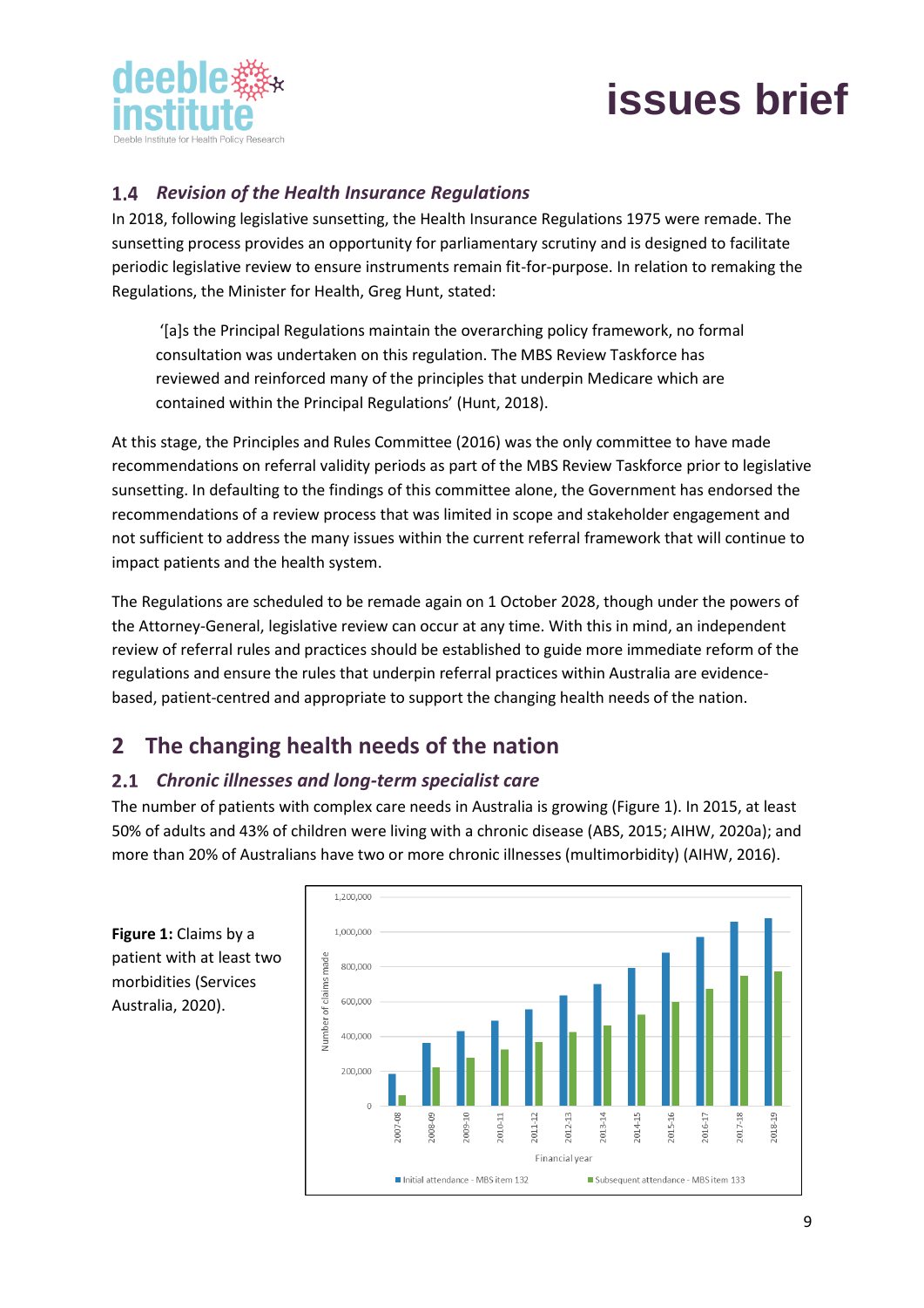### 1.4 *Revision of the Health Insurance Regulations*

In 2018, following legislative sunsetting, the Health Insurance Regulations 1975 were remade. The sunsetting process provides an opportunity for parliamentary scrutiny and is designed to facilitate periodic legislative review to ensure instruments remain fit-for-purpose. In relation to remaking the Regulations, the Minister for Health, Greg Hunt, stated:

> '[a]s the Principal Regulations maintain the overarching policy framework, no formal consultation was undertaken on this regulation. The MBS Review Taskforce has reviewed and reinforced many of the principles that underpin Medicare which are contained within the Principal Regulations' (Hunt, 2018).

At this stage, the Principles and Rules Committee (2016) was the only committee to have made recommendations on referral validity periods as part of the MBS Review Taskforce prior to legislative sunsetting. In defaulting to the findings of this committee alone, the Government has endorsed the recommendations of a review process that was limited in scope and stakeholder engagement and not sufficient to address the many issues within the current referral framework that will continue to impact patients and the health system.

The Regulations are scheduled to be remade again on 1 October 2028, though under the powers of the Attorney-General, legislative review can occur at any time. With this in mind, an independent review of referral rules and practices should be established to guide more immediate reform of the regulations and ensure the rules that underpin referral practices within Australia are evidence-based, patient-centred and appropriate to support the changing health needs of the nation.

## 2 The changing health needs of the nation

### 2.1 *Chronic illnesses and long-term specialist care*

The number of patients with complex care needs in Australia is growing (Figure 1). In 2015, at least 50% of adults and 43% of children were living with a chronic disease (ABS, 2015; AIHW, 2020a); and more than 20% of Australians have two or more chronic illnesses (multimorbidity) (AIHW, 2016).

**Figure 1:** Claims by a patient with at least two morbidities (Services Australia, 2020).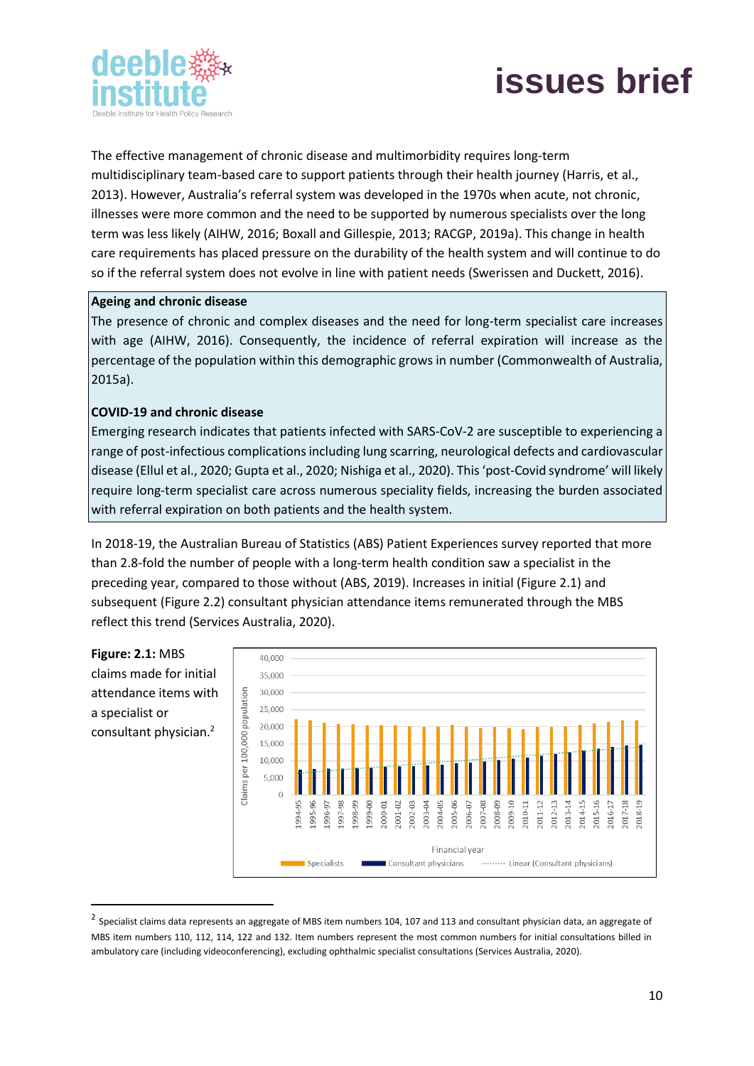The effective management of chronic disease and multimorbidity requires long-term multidisciplinary team-based care to support patients through their health journey (Harris, et al., 2013). However, Australia's referral system was developed in the 1970s when acute, not chronic, illnesses were more common and the need to be supported by numerous specialists over the long term was less likely (AIHW, 2016; Boxall and Gillespie, 2013; RACGP, 2019a). This change in health care requirements has placed pressure on the durability of the health system and will continue to do so if the referral system does not evolve in line with patient needs (Swerissen and Duckett, 2016).

**Ageing and chronic disease**

The presence of chronic and complex diseases and the need for long-term specialist care increases with age (AIHW, 2016). Consequently, the incidence of referral expiration will increase as the percentage of the population within this demographic grows in number (Commonwealth of Australia, 2015a).

**COVID-19 and chronic disease**

Emerging research indicates that patients infected with SARS-CoV-2 are susceptible to experiencing a range of post-infectious complications including lung scarring, neurological defects and cardiovascular disease (Ellul et al., 2020; Gupta et al., 2020; Nishiga et al., 2020). This 'post-Covid syndrome' will likely require long-term specialist care across numerous speciality fields, increasing the burden associated with referral expiration on both patients and the health system.

In 2018-19, the Australian Bureau of Statistics (ABS) Patient Experiences survey reported that more than 2.8-fold the number of people with a long-term health condition saw a specialist in the preceding year, compared to those without (ABS, 2019). Increases in initial (Figure 2.1) and subsequent (Figure 2.2) consultant physician attendance items remunerated through the MBS reflect this trend (Services Australia, 2020).

**Figure: 2.1:** MBS claims made for initial attendance items with a specialist or consultant physician.[2]

---

[2] Specialist claims data represents an aggregate of MBS item numbers 104, 107 and 113 and consultant physician data, an aggregate of MBS item numbers 110, 112, 114, 122 and 132. Item numbers represent the most common numbers for initial consultations billed in ambulatory care (including videoconferencing), excluding ophthalmic specialist consultations (Services Australia, 2020).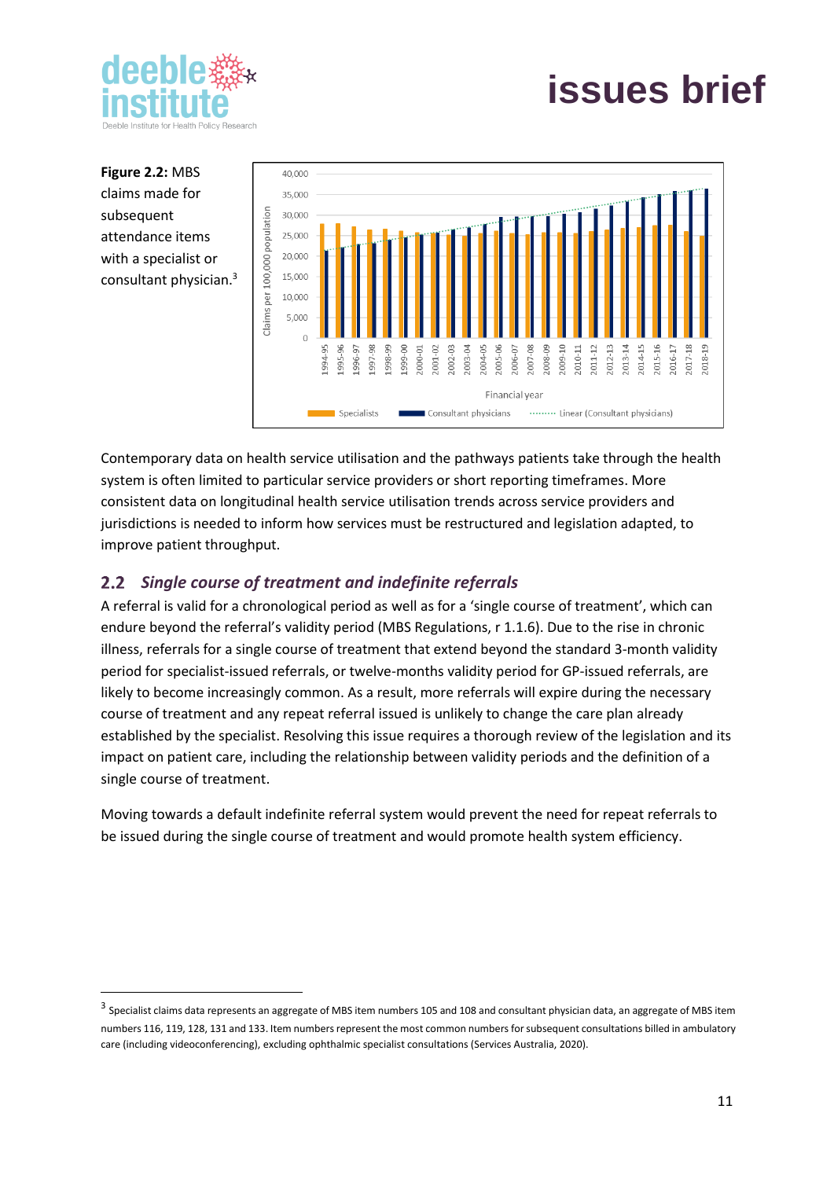**Figure 2.2:** MBS claims made for subsequent attendance items with a specialist or consultant physician.[3]

Contemporary data on health service utilisation and the pathways patients take through the health system is often limited to particular service providers or short reporting timeframes. More consistent data on longitudinal health service utilisation trends across service providers and jurisdictions is needed to inform how services must be restructured and legislation adapted, to improve patient throughput.

## 2.2 *Single course of treatment and indefinite referrals*

A referral is valid for a chronological period as well as for a 'single course of treatment', which can endure beyond the referral's validity period (MBS Regulations, r 1.1.6). Due to the rise in chronic illness, referrals for a single course of treatment that extend beyond the standard 3-month validity period for specialist-issued referrals, or twelve-months validity period for GP-issued referrals, are likely to become increasingly common. As a result, more referrals will expire during the necessary course of treatment and any repeat referral issued is unlikely to change the care plan already established by the specialist. Resolving this issue requires a thorough review of the legislation and its impact on patient care, including the relationship between validity periods and the definition of a single course of treatment.

Moving towards a default indefinite referral system would prevent the need for repeat referrals to be issued during the single course of treatment and would promote health system efficiency.

---

[3] Specialist claims data represents an aggregate of MBS item numbers 105 and 108 and consultant physician data, an aggregate of MBS item numbers 116, 119, 128, 131 and 133. Item numbers represent the most common numbers for subsequent consultations billed in ambulatory care (including videoconferencing), excluding ophthalmic specialist consultations (Services Australia, 2020).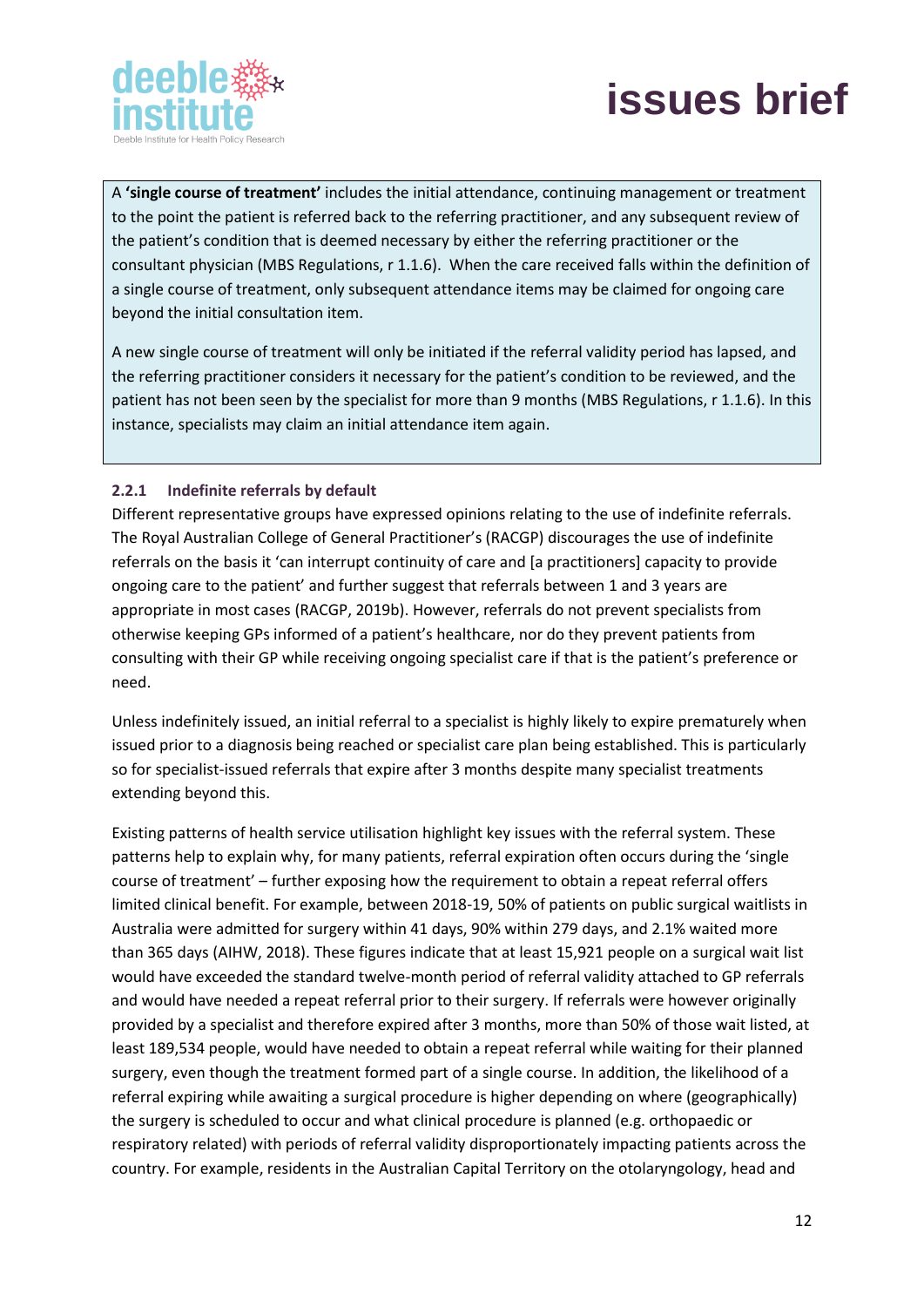A **'single course of treatment'** includes the initial attendance, continuing management or treatment to the point the patient is referred back to the referring practitioner, and any subsequent review of the patient's condition that is deemed necessary by either the referring practitioner or the consultant physician (MBS Regulations, r 1.1.6). When the care received falls within the definition of a single course of treatment, only subsequent attendance items may be claimed for ongoing care beyond the initial consultation item.

A new single course of treatment will only be initiated if the referral validity period has lapsed, and the referring practitioner considers it necessary for the patient's condition to be reviewed, and the patient has not been seen by the specialist for more than 9 months (MBS Regulations, r 1.1.6). In this instance, specialists may claim an initial attendance item again.

### 2.2.1 Indefinite referrals by default

Different representative groups have expressed opinions relating to the use of indefinite referrals. The Royal Australian College of General Practitioner's (RACGP) discourages the use of indefinite referrals on the basis it 'can interrupt continuity of care and [a practitioners] capacity to provide ongoing care to the patient' and further suggest that referrals between 1 and 3 years are appropriate in most cases (RACGP, 2019b). However, referrals do not prevent specialists from otherwise keeping GPs informed of a patient's healthcare, nor do they prevent patients from consulting with their GP while receiving ongoing specialist care if that is the patient's preference or need.

Unless indefinitely issued, an initial referral to a specialist is highly likely to expire prematurely when issued prior to a diagnosis being reached or specialist care plan being established. This is particularly so for specialist-issued referrals that expire after 3 months despite many specialist treatments extending beyond this.

Existing patterns of health service utilisation highlight key issues with the referral system. These patterns help to explain why, for many patients, referral expiration often occurs during the 'single course of treatment' – further exposing how the requirement to obtain a repeat referral offers limited clinical benefit. For example, between 2018-19, 50% of patients on public surgical waitlists in Australia were admitted for surgery within 41 days, 90% within 279 days, and 2.1% waited more than 365 days (AIHW, 2018). These figures indicate that at least 15,921 people on a surgical wait list would have exceeded the standard twelve-month period of referral validity attached to GP referrals and would have needed a repeat referral prior to their surgery. If referrals were however originally provided by a specialist and therefore expired after 3 months, more than 50% of those wait listed, at least 189,534 people, would have needed to obtain a repeat referral while waiting for their planned surgery, even though the treatment formed part of a single course. In addition, the likelihood of a referral expiring while awaiting a surgical procedure is higher depending on where (geographically) the surgery is scheduled to occur and what clinical procedure is planned (e.g. orthopaedic or respiratory related) with periods of referral validity disproportionately impacting patients across the country. For example, residents in the Australian Capital Territory on the otolaryngology, head and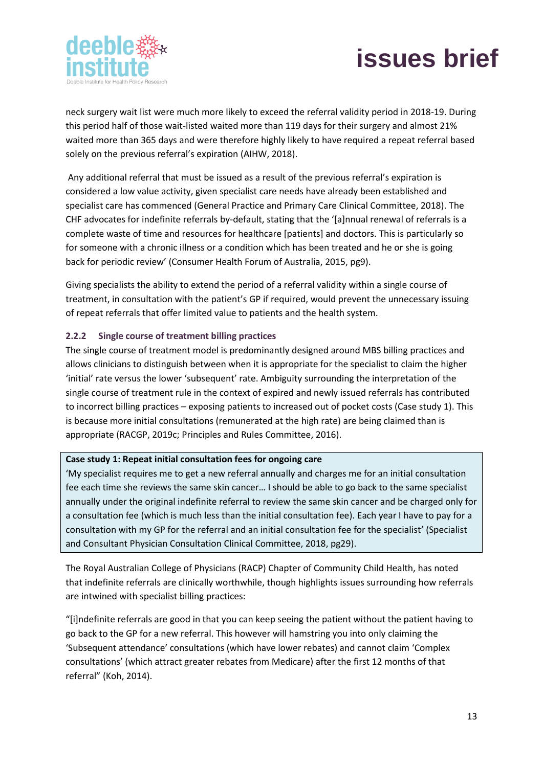neck surgery wait list were much more likely to exceed the referral validity period in 2018-19. During this period half of those wait-listed waited more than 119 days for their surgery and almost 21% waited more than 365 days and were therefore highly likely to have required a repeat referral based solely on the previous referral's expiration (AIHW, 2018).

Any additional referral that must be issued as a result of the previous referral's expiration is considered a low value activity, given specialist care needs have already been established and specialist care has commenced (General Practice and Primary Care Clinical Committee, 2018). The CHF advocates for indefinite referrals by-default, stating that the '[a]nnual renewal of referrals is a complete waste of time and resources for healthcare [patients] and doctors. This is particularly so for someone with a chronic illness or a condition which has been treated and he or she is going back for periodic review' (Consumer Health Forum of Australia, 2015, pg9).

Giving specialists the ability to extend the period of a referral validity within a single course of treatment, in consultation with the patient's GP if required, would prevent the unnecessary issuing of repeat referrals that offer limited value to patients and the health system.

### 2.2.2 Single course of treatment billing practices

The single course of treatment model is predominantly designed around MBS billing practices and allows clinicians to distinguish between when it is appropriate for the specialist to claim the higher 'initial' rate versus the lower 'subsequent' rate. Ambiguity surrounding the interpretation of the single course of treatment rule in the context of expired and newly issued referrals has contributed to incorrect billing practices – exposing patients to increased out of pocket costs (Case study 1). This is because more initial consultations (remunerated at the high rate) are being claimed than is appropriate (RACGP, 2019c; Principles and Rules Committee, 2016).

**Case study 1: Repeat initial consultation fees for ongoing care**

'My specialist requires me to get a new referral annually and charges me for an initial consultation fee each time she reviews the same skin cancer… I should be able to go back to the same specialist annually under the original indefinite referral to review the same skin cancer and be charged only for a consultation fee (which is much less than the initial consultation fee). Each year I have to pay for a consultation with my GP for the referral and an initial consultation fee for the specialist' (Specialist and Consultant Physician Consultation Clinical Committee, 2018, pg29).

The Royal Australian College of Physicians (RACP) Chapter of Community Child Health, has noted that indefinite referrals are clinically worthwhile, though highlights issues surrounding how referrals are intwined with specialist billing practices:

"[i]ndefinite referrals are good in that you can keep seeing the patient without the patient having to go back to the GP for a new referral. This however will hamstring you into only claiming the 'Subsequent attendance' consultations (which have lower rebates) and cannot claim 'Complex consultations' (which attract greater rebates from Medicare) after the first 12 months of that referral" (Koh, 2014).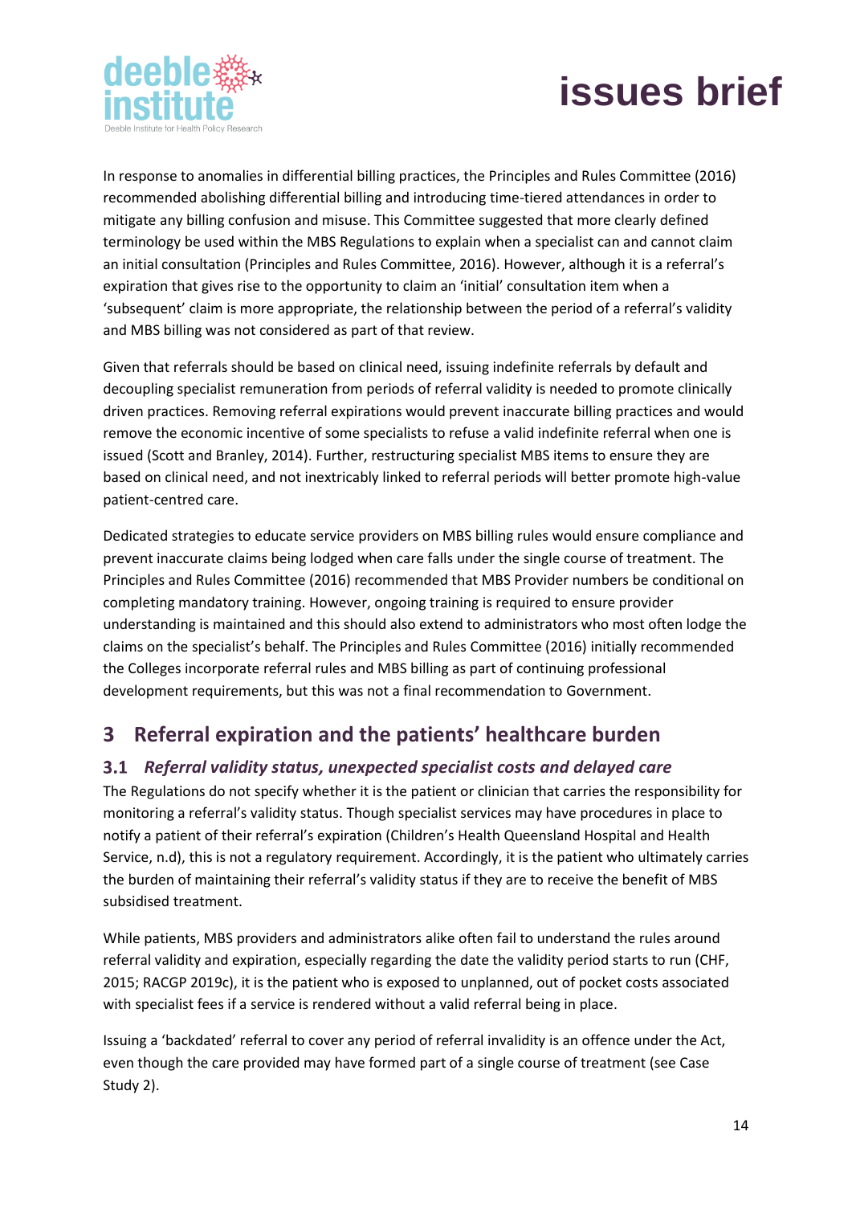In response to anomalies in differential billing practices, the Principles and Rules Committee (2016) recommended abolishing differential billing and introducing time-tiered attendances in order to mitigate any billing confusion and misuse. This Committee suggested that more clearly defined terminology be used within the MBS Regulations to explain when a specialist can and cannot claim an initial consultation (Principles and Rules Committee, 2016). However, although it is a referral's expiration that gives rise to the opportunity to claim an 'initial' consultation item when a 'subsequent' claim is more appropriate, the relationship between the period of a referral's validity and MBS billing was not considered as part of that review.

Given that referrals should be based on clinical need, issuing indefinite referrals by default and decoupling specialist remuneration from periods of referral validity is needed to promote clinically driven practices. Removing referral expirations would prevent inaccurate billing practices and would remove the economic incentive of some specialists to refuse a valid indefinite referral when one is issued (Scott and Branley, 2014). Further, restructuring specialist MBS items to ensure they are based on clinical need, and not inextricably linked to referral periods will better promote high-value patient-centred care.

Dedicated strategies to educate service providers on MBS billing rules would ensure compliance and prevent inaccurate claims being lodged when care falls under the single course of treatment. The Principles and Rules Committee (2016) recommended that MBS Provider numbers be conditional on completing mandatory training. However, ongoing training is required to ensure provider understanding is maintained and this should also extend to administrators who most often lodge the claims on the specialist's behalf. The Principles and Rules Committee (2016) initially recommended the Colleges incorporate referral rules and MBS billing as part of continuing professional development requirements, but this was not a final recommendation to Government.

## 3 Referral expiration and the patients' healthcare burden

### 3.1 *Referral validity status, unexpected specialist costs and delayed care*

The Regulations do not specify whether it is the patient or clinician that carries the responsibility for monitoring a referral's validity status. Though specialist services may have procedures in place to notify a patient of their referral's expiration (Children's Health Queensland Hospital and Health Service, n.d), this is not a regulatory requirement. Accordingly, it is the patient who ultimately carries the burden of maintaining their referral's validity status if they are to receive the benefit of MBS subsidised treatment.

While patients, MBS providers and administrators alike often fail to understand the rules around referral validity and expiration, especially regarding the date the validity period starts to run (CHF, 2015; RACGP 2019c), it is the patient who is exposed to unplanned, out of pocket costs associated with specialist fees if a service is rendered without a valid referral being in place.

Issuing a 'backdated' referral to cover any period of referral invalidity is an offence under the Act, even though the care provided may have formed part of a single course of treatment (see Case Study 2).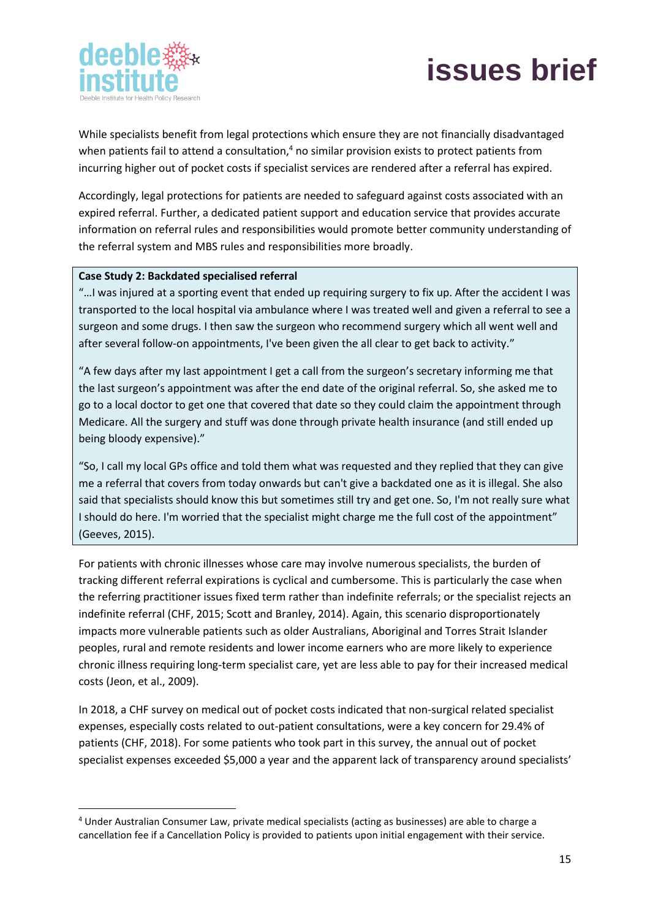While specialists benefit from legal protections which ensure they are not financially disadvantaged when patients fail to attend a consultation,[4] no similar provision exists to protect patients from incurring higher out of pocket costs if specialist services are rendered after a referral has expired.

Accordingly, legal protections for patients are needed to safeguard against costs associated with an expired referral. Further, a dedicated patient support and education service that provides accurate information on referral rules and responsibilities would promote better community understanding of the referral system and MBS rules and responsibilities more broadly.

> **Case Study 2: Backdated specialised referral**
>
> "…I was injured at a sporting event that ended up requiring surgery to fix up. After the accident I was transported to the local hospital via ambulance where I was treated well and given a referral to see a surgeon and some drugs. I then saw the surgeon who recommend surgery which all went well and after several follow-on appointments, I've been given the all clear to get back to activity."
>
> "A few days after my last appointment I get a call from the surgeon's secretary informing me that the last surgeon's appointment was after the end date of the original referral. So, she asked me to go to a local doctor to get one that covered that date so they could claim the appointment through Medicare. All the surgery and stuff was done through private health insurance (and still ended up being bloody expensive)."
>
> "So, I call my local GPs office and told them what was requested and they replied that they can give me a referral that covers from today onwards but can't give a backdated one as it is illegal. She also said that specialists should know this but sometimes still try and get one. So, I'm not really sure what I should do here. I'm worried that the specialist might charge me the full cost of the appointment" (Geeves, 2015).

For patients with chronic illnesses whose care may involve numerous specialists, the burden of tracking different referral expirations is cyclical and cumbersome. This is particularly the case when the referring practitioner issues fixed term rather than indefinite referrals; or the specialist rejects an indefinite referral (CHF, 2015; Scott and Branley, 2014). Again, this scenario disproportionately impacts more vulnerable patients such as older Australians, Aboriginal and Torres Strait Islander peoples, rural and remote residents and lower income earners who are more likely to experience chronic illness requiring long-term specialist care, yet are less able to pay for their increased medical costs (Jeon, et al., 2009).

In 2018, a CHF survey on medical out of pocket costs indicated that non-surgical related specialist expenses, especially costs related to out-patient consultations, were a key concern for 29.4% of patients (CHF, 2018). For some patients who took part in this survey, the annual out of pocket specialist expenses exceeded $5,000 a year and the apparent lack of transparency around specialists'

---

[4] Under Australian Consumer Law, private medical specialists (acting as businesses) are able to charge a cancellation fee if a Cancellation Policy is provided to patients upon initial engagement with their service.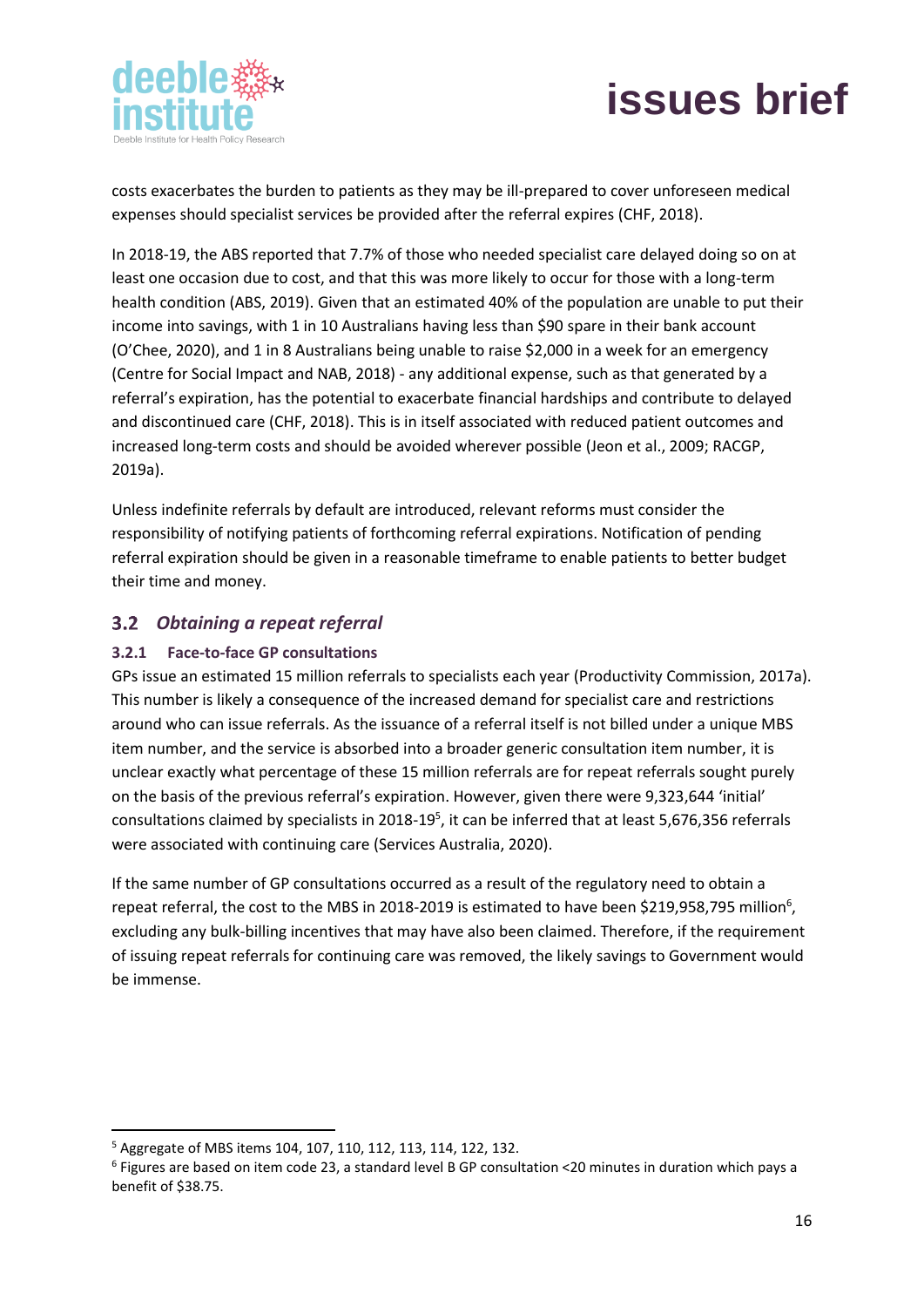costs exacerbates the burden to patients as they may be ill-prepared to cover unforeseen medical expenses should specialist services be provided after the referral expires (CHF, 2018).

In 2018-19, the ABS reported that 7.7% of those who needed specialist care delayed doing so on at least one occasion due to cost, and that this was more likely to occur for those with a long-term health condition (ABS, 2019). Given that an estimated 40% of the population are unable to put their income into savings, with 1 in 10 Australians having less than $90 spare in their bank account (O'Chee, 2020), and 1 in 8 Australians being unable to raise $2,000 in a week for an emergency (Centre for Social Impact and NAB, 2018) - any additional expense, such as that generated by a referral's expiration, has the potential to exacerbate financial hardships and contribute to delayed and discontinued care (CHF, 2018). This is in itself associated with reduced patient outcomes and increased long-term costs and should be avoided wherever possible (Jeon et al., 2009; RACGP, 2019a).

Unless indefinite referrals by default are introduced, relevant reforms must consider the responsibility of notifying patients of forthcoming referral expirations. Notification of pending referral expiration should be given in a reasonable timeframe to enable patients to better budget their time and money.

## 3.2 *Obtaining a repeat referral*

### 3.2.1 Face-to-face GP consultations

GPs issue an estimated 15 million referrals to specialists each year (Productivity Commission, 2017a). This number is likely a consequence of the increased demand for specialist care and restrictions around who can issue referrals. As the issuance of a referral itself is not billed under a unique MBS item number, and the service is absorbed into a broader generic consultation item number, it is unclear exactly what percentage of these 15 million referrals are for repeat referrals sought purely on the basis of the previous referral's expiration. However, given there were 9,323,644 'initial' consultations claimed by specialists in 2018-19[5], it can be inferred that at least 5,676,356 referrals were associated with continuing care (Services Australia, 2020).

If the same number of GP consultations occurred as a result of the regulatory need to obtain a repeat referral, the cost to the MBS in 2018-2019 is estimated to have been $219,958,795 million[6], excluding any bulk-billing incentives that may have also been claimed. Therefore, if the requirement of issuing repeat referrals for continuing care was removed, the likely savings to Government would be immense.

---

[5] Aggregate of MBS items 104, 107, 110, 112, 113, 114, 122, 132.

[6] Figures are based on item code 23, a standard level B GP consultation <20 minutes in duration which pays a benefit of $38.75.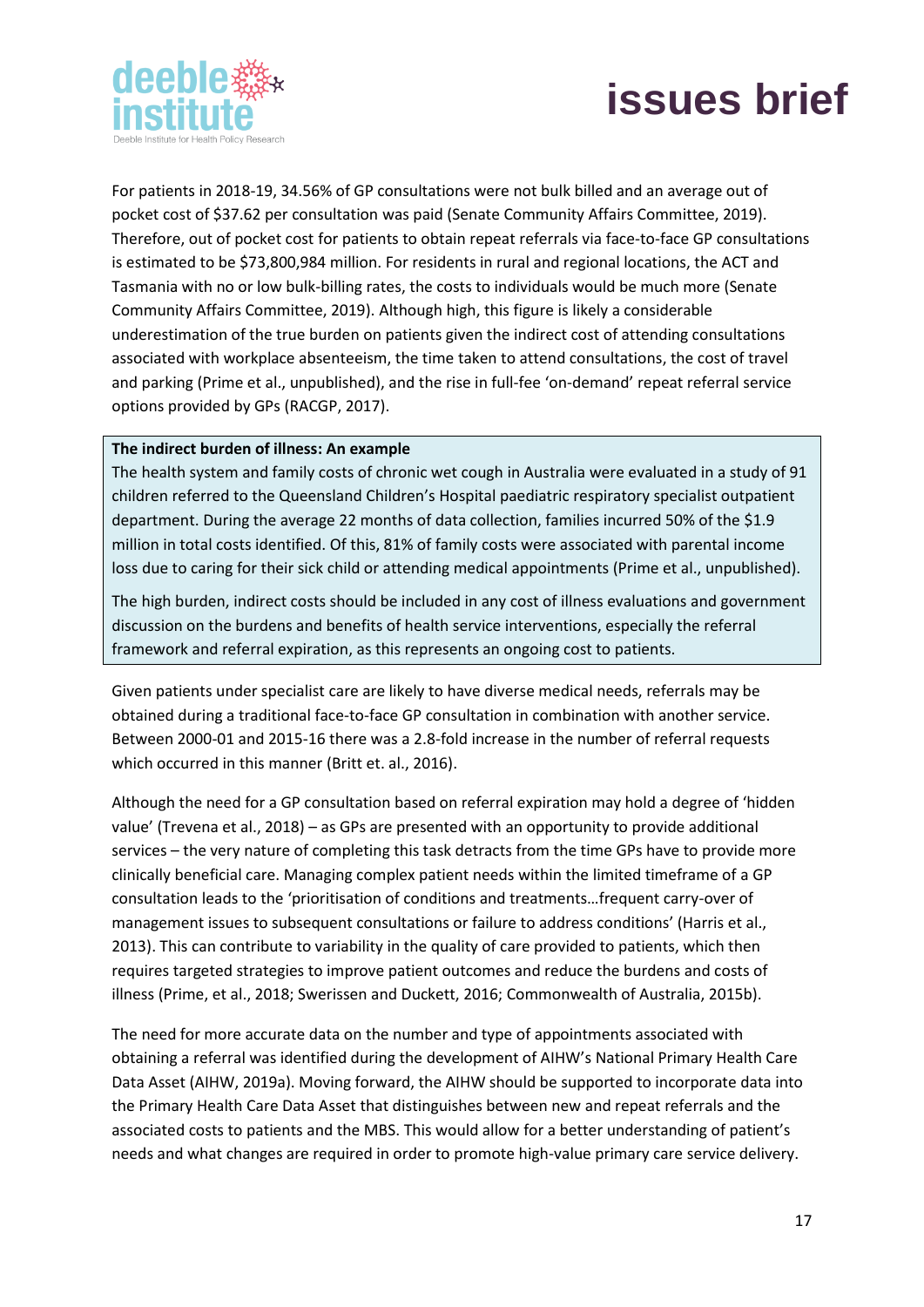For patients in 2018-19, 34.56% of GP consultations were not bulk billed and an average out of pocket cost of $37.62 per consultation was paid (Senate Community Affairs Committee, 2019). Therefore, out of pocket cost for patients to obtain repeat referrals via face-to-face GP consultations is estimated to be $73,800,984 million. For residents in rural and regional locations, the ACT and Tasmania with no or low bulk-billing rates, the costs to individuals would be much more (Senate Community Affairs Committee, 2019). Although high, this figure is likely a considerable underestimation of the true burden on patients given the indirect cost of attending consultations associated with workplace absenteeism, the time taken to attend consultations, the cost of travel and parking (Prime et al., unpublished), and the rise in full-fee 'on-demand' repeat referral service options provided by GPs (RACGP, 2017).

> **The indirect burden of illness: An example**
>
> The health system and family costs of chronic wet cough in Australia were evaluated in a study of 91 children referred to the Queensland Children's Hospital paediatric respiratory specialist outpatient department. During the average 22 months of data collection, families incurred 50% of the $1.9 million in total costs identified. Of this, 81% of family costs were associated with parental income loss due to caring for their sick child or attending medical appointments (Prime et al., unpublished).
>
> The high burden, indirect costs should be included in any cost of illness evaluations and government discussion on the burdens and benefits of health service interventions, especially the referral framework and referral expiration, as this represents an ongoing cost to patients.

Given patients under specialist care are likely to have diverse medical needs, referrals may be obtained during a traditional face-to-face GP consultation in combination with another service. Between 2000-01 and 2015-16 there was a 2.8-fold increase in the number of referral requests which occurred in this manner (Britt et. al., 2016).

Although the need for a GP consultation based on referral expiration may hold a degree of 'hidden value' (Trevena et al., 2018) – as GPs are presented with an opportunity to provide additional services – the very nature of completing this task detracts from the time GPs have to provide more clinically beneficial care. Managing complex patient needs within the limited timeframe of a GP consultation leads to the 'prioritisation of conditions and treatments…frequent carry-over of management issues to subsequent consultations or failure to address conditions' (Harris et al., 2013). This can contribute to variability in the quality of care provided to patients, which then requires targeted strategies to improve patient outcomes and reduce the burdens and costs of illness (Prime, et al., 2018; Swerissen and Duckett, 2016; Commonwealth of Australia, 2015b).

The need for more accurate data on the number and type of appointments associated with obtaining a referral was identified during the development of AIHW's National Primary Health Care Data Asset (AIHW, 2019a). Moving forward, the AIHW should be supported to incorporate data into the Primary Health Care Data Asset that distinguishes between new and repeat referrals and the associated costs to patients and the MBS. This would allow for a better understanding of patient's needs and what changes are required in order to promote high-value primary care service delivery.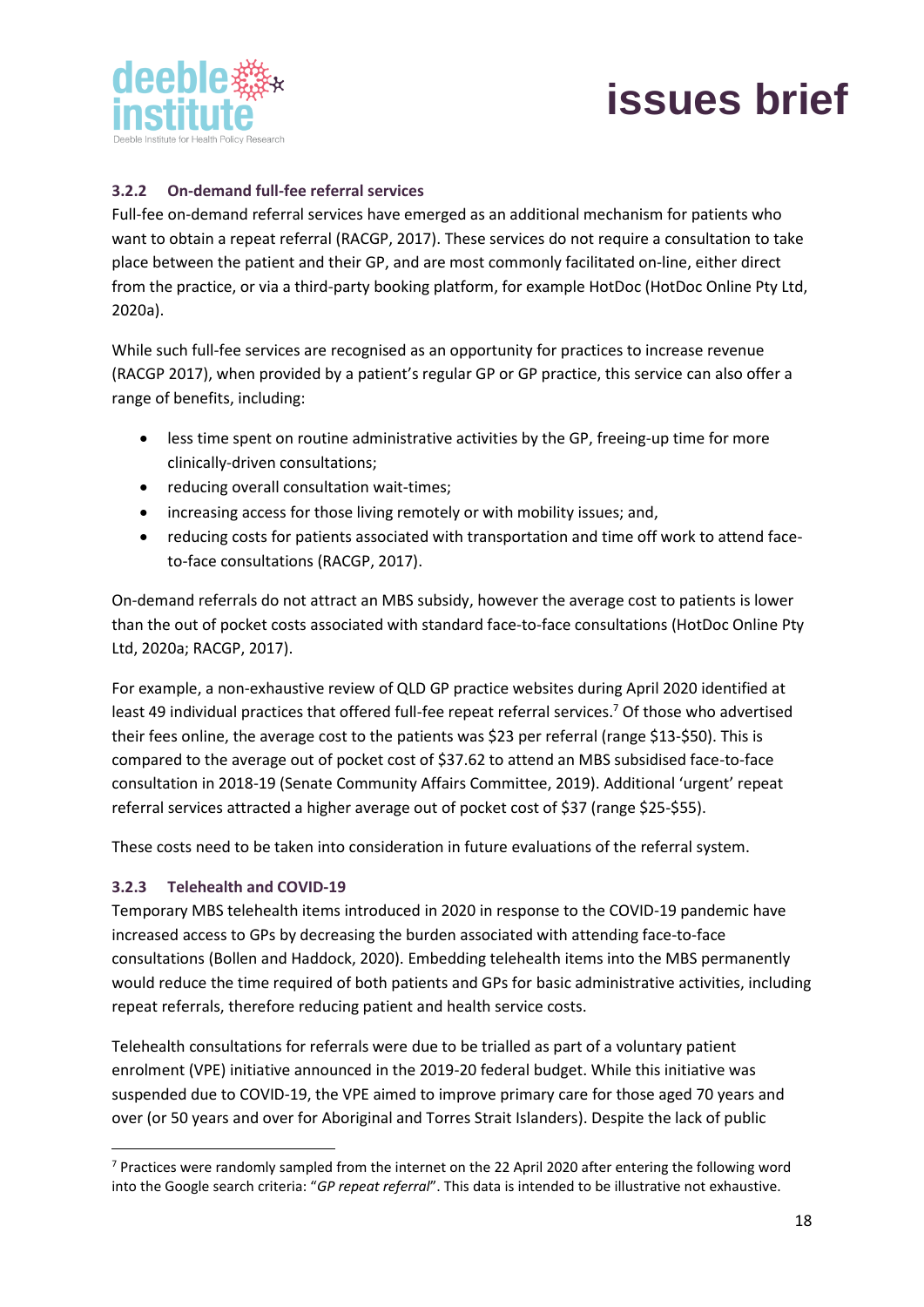### 3.2.2 On-demand full-fee referral services

Full-fee on-demand referral services have emerged as an additional mechanism for patients who want to obtain a repeat referral (RACGP, 2017). These services do not require a consultation to take place between the patient and their GP, and are most commonly facilitated on-line, either direct from the practice, or via a third-party booking platform, for example HotDoc (HotDoc Online Pty Ltd, 2020a).

While such full-fee services are recognised as an opportunity for practices to increase revenue (RACGP 2017), when provided by a patient's regular GP or GP practice, this service can also offer a range of benefits, including:

- less time spent on routine administrative activities by the GP, freeing-up time for more clinically-driven consultations;
- reducing overall consultation wait-times;
- increasing access for those living remotely or with mobility issues; and,
- reducing costs for patients associated with transportation and time off work to attend face-to-face consultations (RACGP, 2017).

On-demand referrals do not attract an MBS subsidy, however the average cost to patients is lower than the out of pocket costs associated with standard face-to-face consultations (HotDoc Online Pty Ltd, 2020a; RACGP, 2017).

For example, a non-exhaustive review of QLD GP practice websites during April 2020 identified at least 49 individual practices that offered full-fee repeat referral services.[7] Of those who advertised their fees online, the average cost to the patients was $23 per referral (range $13-$50). This is compared to the average out of pocket cost of $37.62 to attend an MBS subsidised face-to-face consultation in 2018-19 (Senate Community Affairs Committee, 2019). Additional 'urgent' repeat referral services attracted a higher average out of pocket cost of $37 (range $25-$55).

These costs need to be taken into consideration in future evaluations of the referral system.

### 3.2.3 Telehealth and COVID-19

Temporary MBS telehealth items introduced in 2020 in response to the COVID-19 pandemic have increased access to GPs by decreasing the burden associated with attending face-to-face consultations (Bollen and Haddock, 2020). Embedding telehealth items into the MBS permanently would reduce the time required of both patients and GPs for basic administrative activities, including repeat referrals, therefore reducing patient and health service costs.

Telehealth consultations for referrals were due to be trialled as part of a voluntary patient enrolment (VPE) initiative announced in the 2019-20 federal budget. While this initiative was suspended due to COVID-19, the VPE aimed to improve primary care for those aged 70 years and over (or 50 years and over for Aboriginal and Torres Strait Islanders). Despite the lack of public

---

[7] Practices were randomly sampled from the internet on the 22 April 2020 after entering the following word into the Google search criteria: "*GP repeat referral*". This data is intended to be illustrative not exhaustive.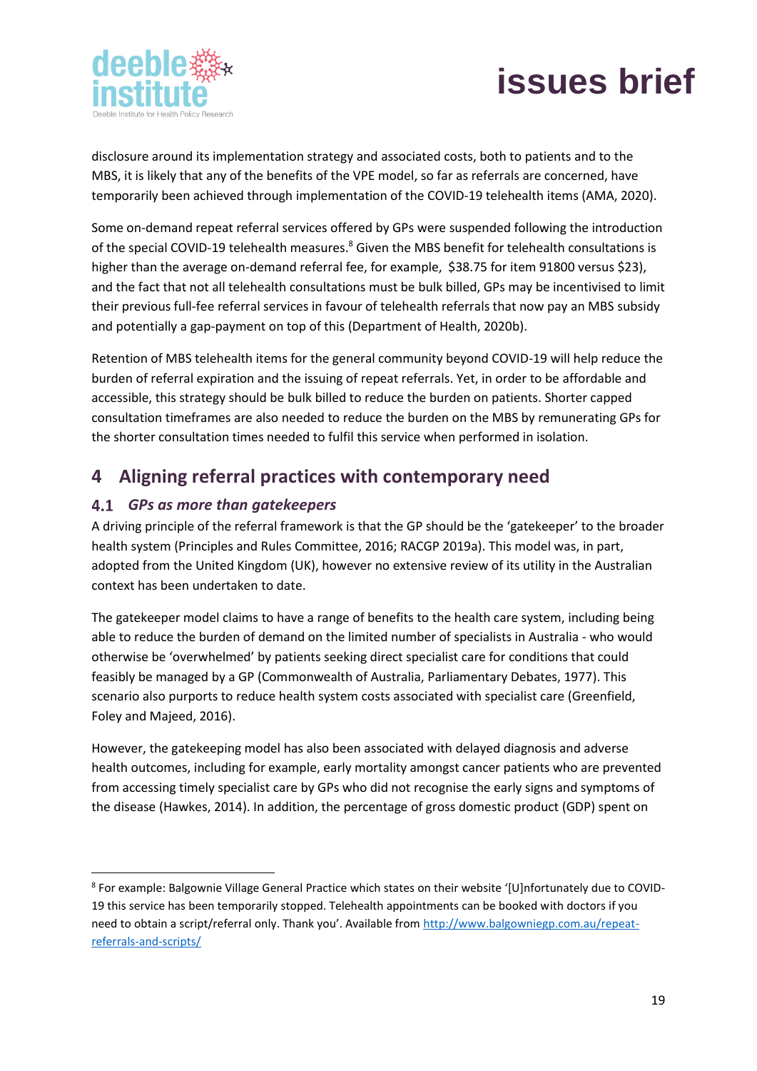disclosure around its implementation strategy and associated costs, both to patients and to the MBS, it is likely that any of the benefits of the VPE model, so far as referrals are concerned, have temporarily been achieved through implementation of the COVID-19 telehealth items (AMA, 2020).

Some on-demand repeat referral services offered by GPs were suspended following the introduction of the special COVID-19 telehealth measures.[8] Given the MBS benefit for telehealth consultations is higher than the average on-demand referral fee, for example, $38.75 for item 91800 versus $23), and the fact that not all telehealth consultations must be bulk billed, GPs may be incentivised to limit their previous full-fee referral services in favour of telehealth referrals that now pay an MBS subsidy and potentially a gap-payment on top of this (Department of Health, 2020b).

Retention of MBS telehealth items for the general community beyond COVID-19 will help reduce the burden of referral expiration and the issuing of repeat referrals. Yet, in order to be affordable and accessible, this strategy should be bulk billed to reduce the burden on patients. Shorter capped consultation timeframes are also needed to reduce the burden on the MBS by remunerating GPs for the shorter consultation times needed to fulfil this service when performed in isolation.

# 4 Aligning referral practices with contemporary need

## 4.1 *GPs as more than gatekeepers*

A driving principle of the referral framework is that the GP should be the 'gatekeeper' to the broader health system (Principles and Rules Committee, 2016; RACGP 2019a). This model was, in part, adopted from the United Kingdom (UK), however no extensive review of its utility in the Australian context has been undertaken to date.

The gatekeeper model claims to have a range of benefits to the health care system, including being able to reduce the burden of demand on the limited number of specialists in Australia - who would otherwise be 'overwhelmed' by patients seeking direct specialist care for conditions that could feasibly be managed by a GP (Commonwealth of Australia, Parliamentary Debates, 1977). This scenario also purports to reduce health system costs associated with specialist care (Greenfield, Foley and Majeed, 2016).

However, the gatekeeping model has also been associated with delayed diagnosis and adverse health outcomes, including for example, early mortality amongst cancer patients who are prevented from accessing timely specialist care by GPs who did not recognise the early signs and symptoms of the disease (Hawkes, 2014). In addition, the percentage of gross domestic product (GDP) spent on

---

[8] For example: Balgownie Village General Practice which states on their website '[U]nfortunately due to COVID-19 this service has been temporarily stopped. Telehealth appointments can be booked with doctors if you need to obtain a script/referral only. Thank you'. Available from [http://www.balgowniegp.com.au/repeat-referrals-and-scripts/](http://www.balgowniegp.com.au/repeat-referrals-and-scripts/)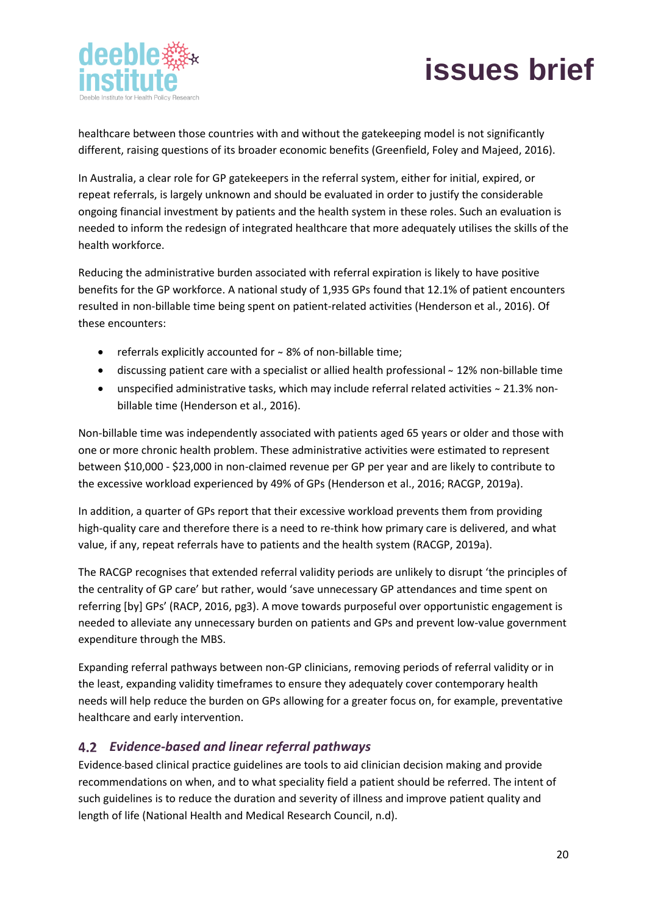healthcare between those countries with and without the gatekeeping model is not significantly different, raising questions of its broader economic benefits (Greenfield, Foley and Majeed, 2016).

In Australia, a clear role for GP gatekeepers in the referral system, either for initial, expired, or repeat referrals, is largely unknown and should be evaluated in order to justify the considerable ongoing financial investment by patients and the health system in these roles. Such an evaluation is needed to inform the redesign of integrated healthcare that more adequately utilises the skills of the health workforce.

Reducing the administrative burden associated with referral expiration is likely to have positive benefits for the GP workforce. A national study of 1,935 GPs found that 12.1% of patient encounters resulted in non-billable time being spent on patient-related activities (Henderson et al., 2016). Of these encounters:

- referrals explicitly accounted for ~ 8% of non-billable time;
- discussing patient care with a specialist or allied health professional ~ 12% non-billable time
- unspecified administrative tasks, which may include referral related activities ~ 21.3% non-billable time (Henderson et al., 2016).

Non-billable time was independently associated with patients aged 65 years or older and those with one or more chronic health problem. These administrative activities were estimated to represent between $10,000 - $23,000 in non-claimed revenue per GP per year and are likely to contribute to the excessive workload experienced by 49% of GPs (Henderson et al., 2016; RACGP, 2019a).

In addition, a quarter of GPs report that their excessive workload prevents them from providing high-quality care and therefore there is a need to re-think how primary care is delivered, and what value, if any, repeat referrals have to patients and the health system (RACGP, 2019a).

The RACGP recognises that extended referral validity periods are unlikely to disrupt 'the principles of the centrality of GP care' but rather, would 'save unnecessary GP attendances and time spent on referring [by] GPs' (RACP, 2016, pg3). A move towards purposeful over opportunistic engagement is needed to alleviate any unnecessary burden on patients and GPs and prevent low-value government expenditure through the MBS.

Expanding referral pathways between non-GP clinicians, removing periods of referral validity or in the least, expanding validity timeframes to ensure they adequately cover contemporary health needs will help reduce the burden on GPs allowing for a greater focus on, for example, preventative healthcare and early intervention.

### 4.2 *Evidence-based and linear referral pathways*

Evidence-based clinical practice guidelines are tools to aid clinician decision making and provide recommendations on when, and to what speciality field a patient should be referred. The intent of such guidelines is to reduce the duration and severity of illness and improve patient quality and length of life (National Health and Medical Research Council, n.d).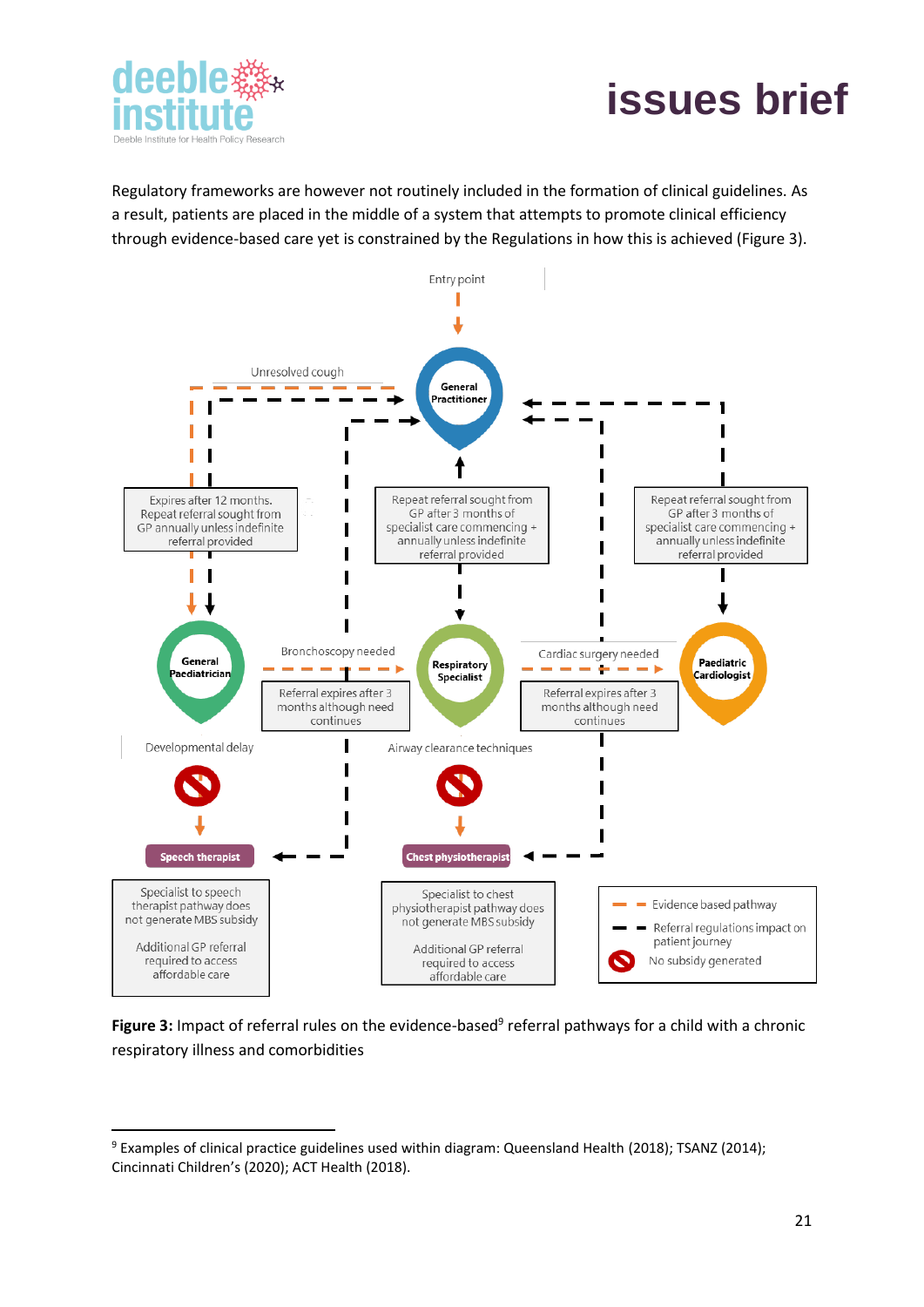Regulatory frameworks are however not routinely included in the formation of clinical guidelines. As a result, patients are placed in the middle of a system that attempts to promote clinical efficiency through evidence-based care yet is constrained by the Regulations in how this is achieved (Figure 3).

Entry point

General Practitioner

Unresolved cough

Expires after 12 months. Repeat referral sought from GP annually unless indefinite referral provided

Repeat referral sought from GP after 3 months of specialist care commencing + annually unless indefinite referral provided

Repeat referral sought from GP after 3 months of specialist care commencing + annually unless indefinite referral provided

General Paediatrician

Bronchoscopy needed

Referral expires after 3 months although need continues

Respiratory Specialist

Cardiac surgery needed

Referral expires after 3 months although need continues

Paediatric Cardiologist

Developmental delay

Airway clearance techniques

Speech therapist

Chest physiotherapist

Specialist to speech therapist pathway does not generate MBS subsidy

Additional GP referral required to access affordable care

Specialist to chest physiotherapist pathway does not generate MBS subsidy

Additional GP referral required to access affordable care

Evidence based pathway

Referral regulations impact on patient journey

No subsidy generated

**Figure 3:** Impact of referral rules on the evidence-based[9] referral pathways for a child with a chronic respiratory illness and comorbidities

[9] Examples of clinical practice guidelines used within diagram: Queensland Health (2018); TSANZ (2014); Cincinnati Children's (2020); ACT Health (2018).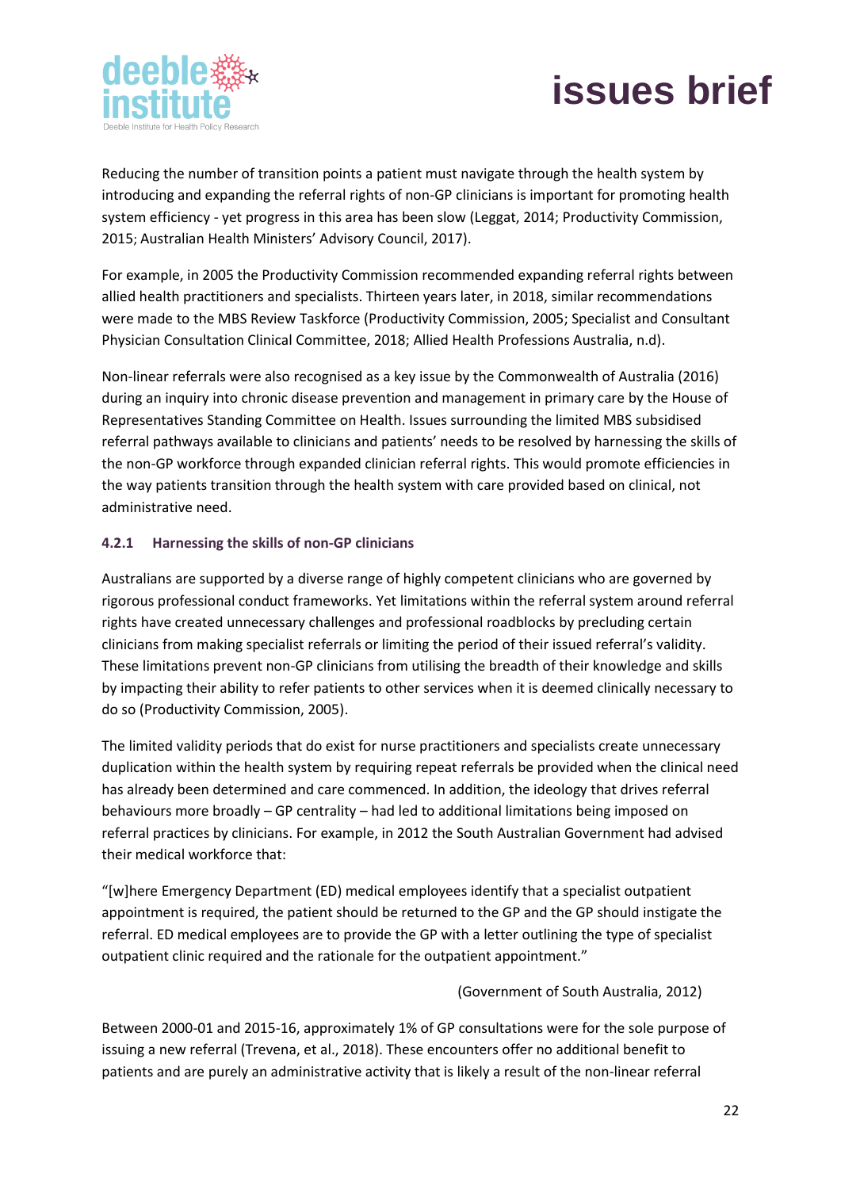Reducing the number of transition points a patient must navigate through the health system by introducing and expanding the referral rights of non-GP clinicians is important for promoting health system efficiency - yet progress in this area has been slow (Leggat, 2014; Productivity Commission, 2015; Australian Health Ministers' Advisory Council, 2017).

For example, in 2005 the Productivity Commission recommended expanding referral rights between allied health practitioners and specialists. Thirteen years later, in 2018, similar recommendations were made to the MBS Review Taskforce (Productivity Commission, 2005; Specialist and Consultant Physician Consultation Clinical Committee, 2018; Allied Health Professions Australia, n.d).

Non-linear referrals were also recognised as a key issue by the Commonwealth of Australia (2016) during an inquiry into chronic disease prevention and management in primary care by the House of Representatives Standing Committee on Health. Issues surrounding the limited MBS subsidised referral pathways available to clinicians and patients' needs to be resolved by harnessing the skills of the non-GP workforce through expanded clinician referral rights. This would promote efficiencies in the way patients transition through the health system with care provided based on clinical, not administrative need.

#### 4.2.1 Harnessing the skills of non-GP clinicians

Australians are supported by a diverse range of highly competent clinicians who are governed by rigorous professional conduct frameworks. Yet limitations within the referral system around referral rights have created unnecessary challenges and professional roadblocks by precluding certain clinicians from making specialist referrals or limiting the period of their issued referral's validity. These limitations prevent non-GP clinicians from utilising the breadth of their knowledge and skills by impacting their ability to refer patients to other services when it is deemed clinically necessary to do so (Productivity Commission, 2005).

The limited validity periods that do exist for nurse practitioners and specialists create unnecessary duplication within the health system by requiring repeat referrals be provided when the clinical need has already been determined and care commenced. In addition, the ideology that drives referral behaviours more broadly – GP centrality – had led to additional limitations being imposed on referral practices by clinicians. For example, in 2012 the South Australian Government had advised their medical workforce that:

"[w]here Emergency Department (ED) medical employees identify that a specialist outpatient appointment is required, the patient should be returned to the GP and the GP should instigate the referral. ED medical employees are to provide the GP with a letter outlining the type of specialist outpatient clinic required and the rationale for the outpatient appointment."

(Government of South Australia, 2012)

Between 2000-01 and 2015-16, approximately 1% of GP consultations were for the sole purpose of issuing a new referral (Trevena, et al., 2018). These encounters offer no additional benefit to patients and are purely an administrative activity that is likely a result of the non-linear referral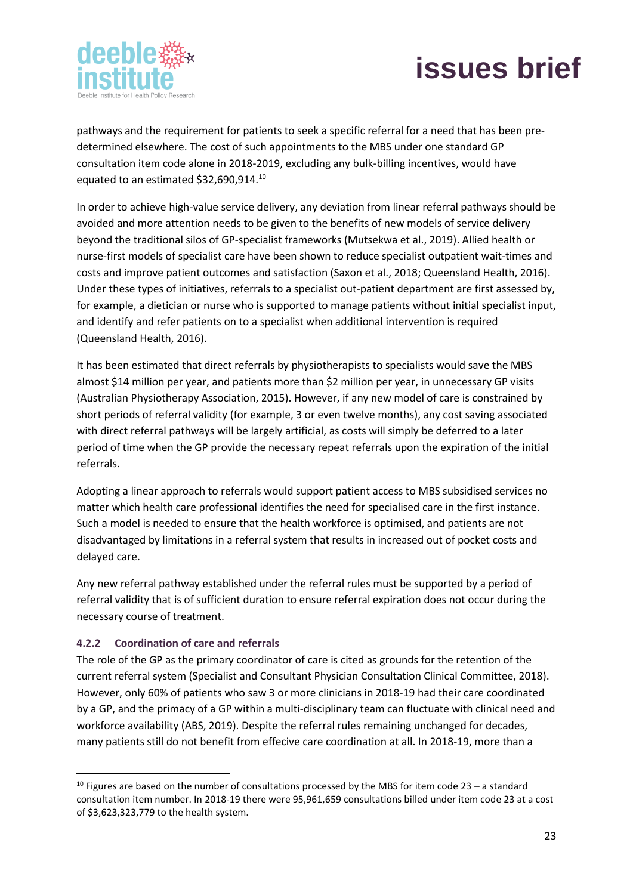pathways and the requirement for patients to seek a specific referral for a need that has been pre-determined elsewhere. The cost of such appointments to the MBS under one standard GP consultation item code alone in 2018-2019, excluding any bulk-billing incentives, would have equated to an estimated $32,690,914.[10]

In order to achieve high-value service delivery, any deviation from linear referral pathways should be avoided and more attention needs to be given to the benefits of new models of service delivery beyond the traditional silos of GP-specialist frameworks (Mutsekwa et al., 2019). Allied health or nurse-first models of specialist care have been shown to reduce specialist outpatient wait-times and costs and improve patient outcomes and satisfaction (Saxon et al., 2018; Queensland Health, 2016). Under these types of initiatives, referrals to a specialist out-patient department are first assessed by, for example, a dietician or nurse who is supported to manage patients without initial specialist input, and identify and refer patients on to a specialist when additional intervention is required (Queensland Health, 2016).

It has been estimated that direct referrals by physiotherapists to specialists would save the MBS almost $14 million per year, and patients more than $2 million per year, in unnecessary GP visits (Australian Physiotherapy Association, 2015). However, if any new model of care is constrained by short periods of referral validity (for example, 3 or even twelve months), any cost saving associated with direct referral pathways will be largely artificial, as costs will simply be deferred to a later period of time when the GP provide the necessary repeat referrals upon the expiration of the initial referrals.

Adopting a linear approach to referrals would support patient access to MBS subsidised services no matter which health care professional identifies the need for specialised care in the first instance. Such a model is needed to ensure that the health workforce is optimised, and patients are not disadvantaged by limitations in a referral system that results in increased out of pocket costs and delayed care.

Any new referral pathway established under the referral rules must be supported by a period of referral validity that is of sufficient duration to ensure referral expiration does not occur during the necessary course of treatment.

#### 4.2.2 Coordination of care and referrals

The role of the GP as the primary coordinator of care is cited as grounds for the retention of the current referral system (Specialist and Consultant Physician Consultation Clinical Committee, 2018). However, only 60% of patients who saw 3 or more clinicians in 2018-19 had their care coordinated by a GP, and the primacy of a GP within a multi-disciplinary team can fluctuate with clinical need and workforce availability (ABS, 2019). Despite the referral rules remaining unchanged for decades, many patients still do not benefit from effecive care coordination at all. In 2018-19, more than a

---

[10] Figures are based on the number of consultations processed by the MBS for item code 23 – a standard consultation item number. In 2018-19 there were 95,961,659 consultations billed under item code 23 at a cost of $3,623,323,779 to the health system.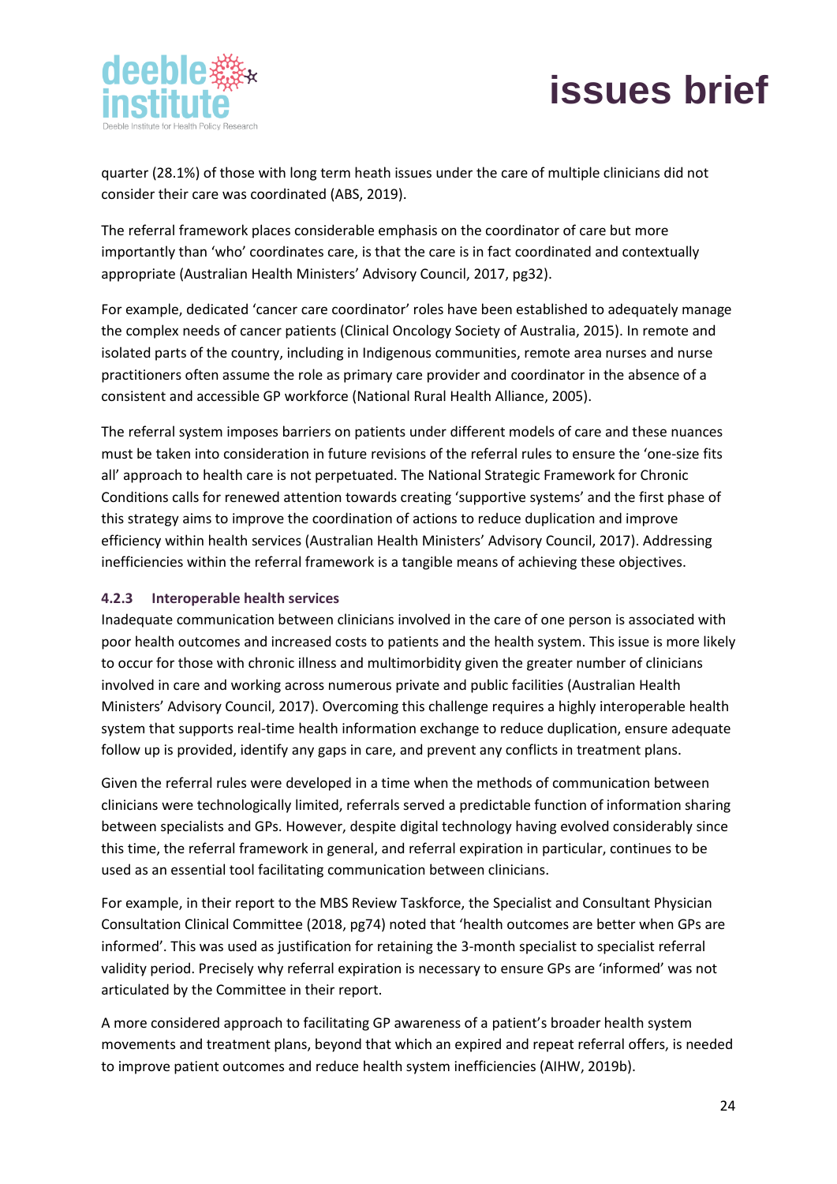quarter (28.1%) of those with long term heath issues under the care of multiple clinicians did not consider their care was coordinated (ABS, 2019).

The referral framework places considerable emphasis on the coordinator of care but more importantly than 'who' coordinates care, is that the care is in fact coordinated and contextually appropriate (Australian Health Ministers' Advisory Council, 2017, pg32).

For example, dedicated 'cancer care coordinator' roles have been established to adequately manage the complex needs of cancer patients (Clinical Oncology Society of Australia, 2015). In remote and isolated parts of the country, including in Indigenous communities, remote area nurses and nurse practitioners often assume the role as primary care provider and coordinator in the absence of a consistent and accessible GP workforce (National Rural Health Alliance, 2005).

The referral system imposes barriers on patients under different models of care and these nuances must be taken into consideration in future revisions of the referral rules to ensure the 'one-size fits all' approach to health care is not perpetuated. The National Strategic Framework for Chronic Conditions calls for renewed attention towards creating 'supportive systems' and the first phase of this strategy aims to improve the coordination of actions to reduce duplication and improve efficiency within health services (Australian Health Ministers' Advisory Council, 2017). Addressing inefficiencies within the referral framework is a tangible means of achieving these objectives.

#### 4.2.3 Interoperable health services

Inadequate communication between clinicians involved in the care of one person is associated with poor health outcomes and increased costs to patients and the health system. This issue is more likely to occur for those with chronic illness and multimorbidity given the greater number of clinicians involved in care and working across numerous private and public facilities (Australian Health Ministers' Advisory Council, 2017). Overcoming this challenge requires a highly interoperable health system that supports real-time health information exchange to reduce duplication, ensure adequate follow up is provided, identify any gaps in care, and prevent any conflicts in treatment plans.

Given the referral rules were developed in a time when the methods of communication between clinicians were technologically limited, referrals served a predictable function of information sharing between specialists and GPs. However, despite digital technology having evolved considerably since this time, the referral framework in general, and referral expiration in particular, continues to be used as an essential tool facilitating communication between clinicians.

For example, in their report to the MBS Review Taskforce, the Specialist and Consultant Physician Consultation Clinical Committee (2018, pg74) noted that 'health outcomes are better when GPs are informed'. This was used as justification for retaining the 3-month specialist to specialist referral validity period. Precisely why referral expiration is necessary to ensure GPs are 'informed' was not articulated by the Committee in their report.

A more considered approach to facilitating GP awareness of a patient's broader health system movements and treatment plans, beyond that which an expired and repeat referral offers, is needed to improve patient outcomes and reduce health system inefficiencies (AIHW, 2019b).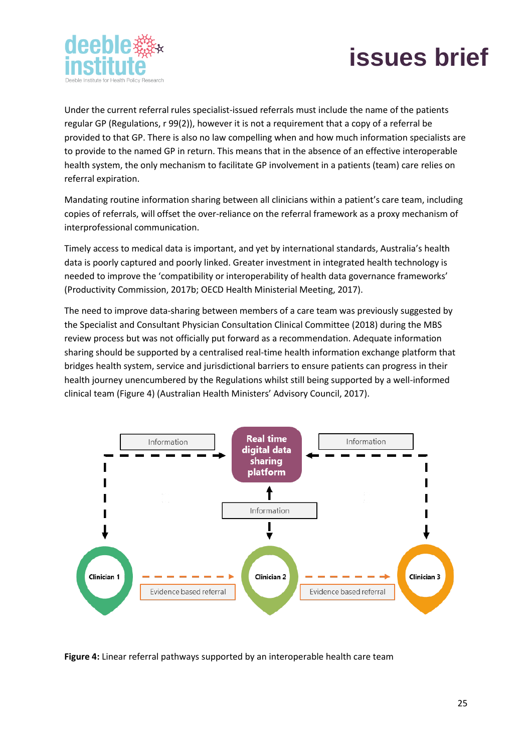Under the current referral rules specialist-issued referrals must include the name of the patients regular GP (Regulations, r 99(2)), however it is not a requirement that a copy of a referral be provided to that GP. There is also no law compelling when and how much information specialists are to provide to the named GP in return. This means that in the absence of an effective interoperable health system, the only mechanism to facilitate GP involvement in a patients (team) care relies on referral expiration.

Mandating routine information sharing between all clinicians within a patient's care team, including copies of referrals, will offset the over-reliance on the referral framework as a proxy mechanism of interprofessional communication.

Timely access to medical data is important, and yet by international standards, Australia's health data is poorly captured and poorly linked. Greater investment in integrated health technology is needed to improve the 'compatibility or interoperability of health data governance frameworks' (Productivity Commission, 2017b; OECD Health Ministerial Meeting, 2017).

The need to improve data-sharing between members of a care team was previously suggested by the Specialist and Consultant Physician Consultation Clinical Committee (2018) during the MBS review process but was not officially put forward as a recommendation. Adequate information sharing should be supported by a centralised real-time health information exchange platform that bridges health system, service and jurisdictional barriers to ensure patients can progress in their health journey unencumbered by the Regulations whilst still being supported by a well-informed clinical team (Figure 4) (Australian Health Ministers' Advisory Council, 2017).

Real time digital data sharing platform

Information | Information | Information

Clinician 1 → Evidence based referral → Clinician 2 → Evidence based referral → Clinician 3

**Figure 4:** Linear referral pathways supported by an interoperable health care team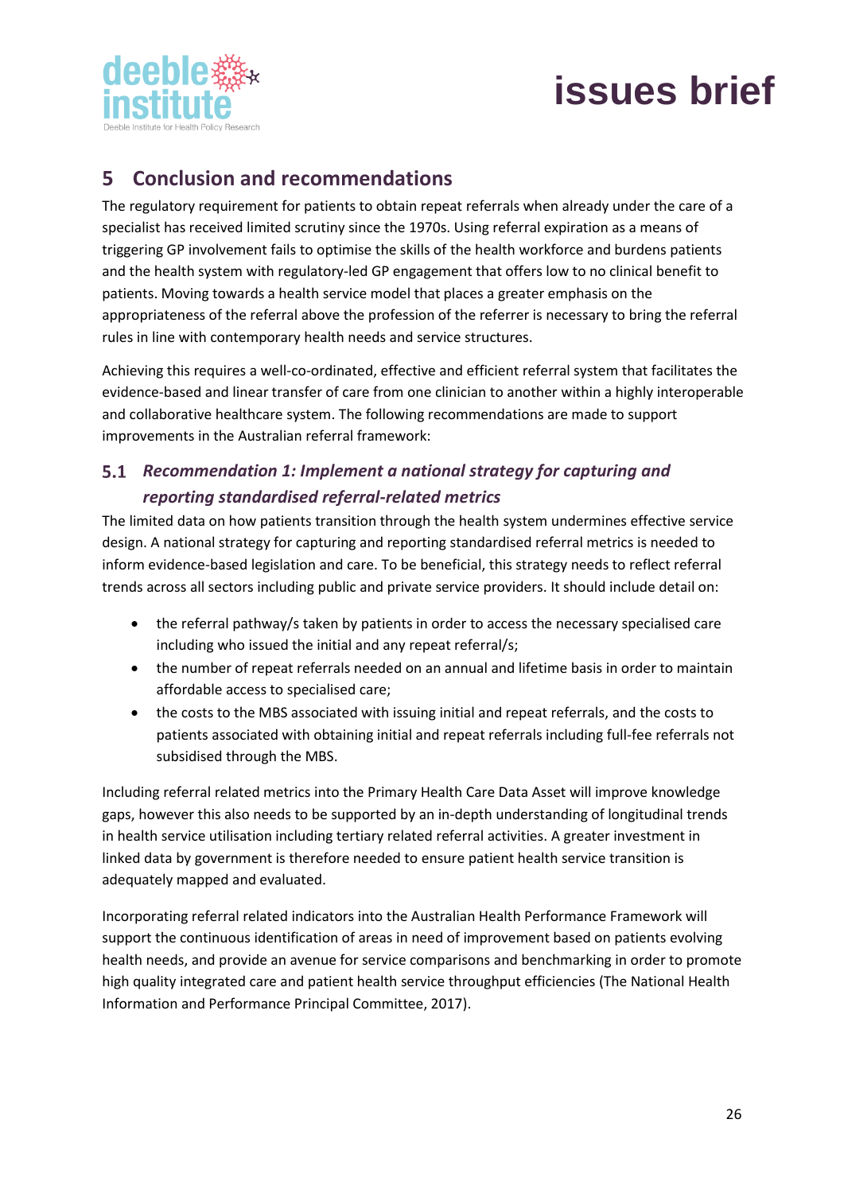## 5 Conclusion and recommendations

The regulatory requirement for patients to obtain repeat referrals when already under the care of a specialist has received limited scrutiny since the 1970s. Using referral expiration as a means of triggering GP involvement fails to optimise the skills of the health workforce and burdens patients and the health system with regulatory-led GP engagement that offers low to no clinical benefit to patients. Moving towards a health service model that places a greater emphasis on the appropriateness of the referral above the profession of the referrer is necessary to bring the referral rules in line with contemporary health needs and service structures.

Achieving this requires a well-co-ordinated, effective and efficient referral system that facilitates the evidence-based and linear transfer of care from one clinician to another within a highly interoperable and collaborative healthcare system. The following recommendations are made to support improvements in the Australian referral framework:

### 5.1 *Recommendation 1: Implement a national strategy for capturing and reporting standardised referral-related metrics*

The limited data on how patients transition through the health system undermines effective service design. A national strategy for capturing and reporting standardised referral metrics is needed to inform evidence-based legislation and care. To be beneficial, this strategy needs to reflect referral trends across all sectors including public and private service providers. It should include detail on:

- the referral pathway/s taken by patients in order to access the necessary specialised care including who issued the initial and any repeat referral/s;
- the number of repeat referrals needed on an annual and lifetime basis in order to maintain affordable access to specialised care;
- the costs to the MBS associated with issuing initial and repeat referrals, and the costs to patients associated with obtaining initial and repeat referrals including full-fee referrals not subsidised through the MBS.

Including referral related metrics into the Primary Health Care Data Asset will improve knowledge gaps, however this also needs to be supported by an in-depth understanding of longitudinal trends in health service utilisation including tertiary related referral activities. A greater investment in linked data by government is therefore needed to ensure patient health service transition is adequately mapped and evaluated.

Incorporating referral related indicators into the Australian Health Performance Framework will support the continuous identification of areas in need of improvement based on patients evolving health needs, and provide an avenue for service comparisons and benchmarking in order to promote high quality integrated care and patient health service throughput efficiencies (The National Health Information and Performance Principal Committee, 2017).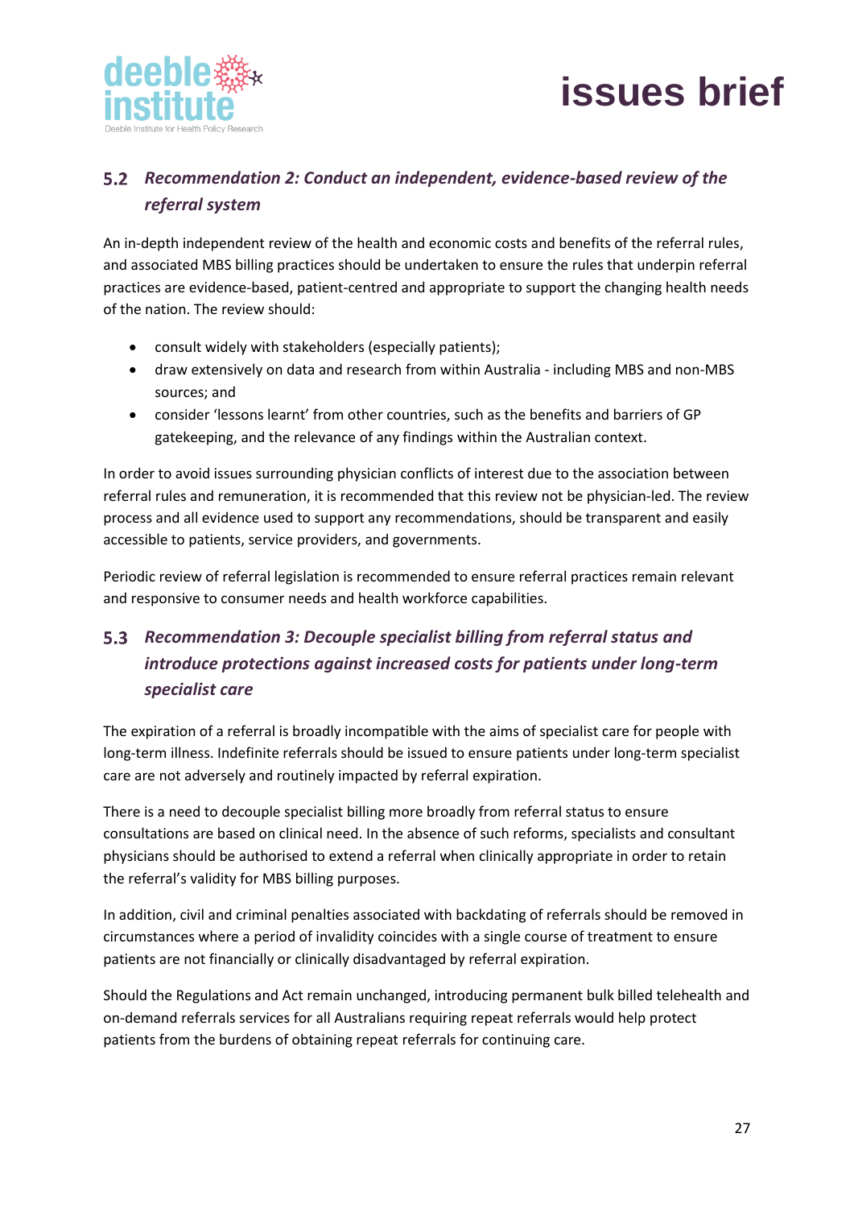## 5.2 *Recommendation 2: Conduct an independent, evidence-based review of the referral system*

An in-depth independent review of the health and economic costs and benefits of the referral rules, and associated MBS billing practices should be undertaken to ensure the rules that underpin referral practices are evidence-based, patient-centred and appropriate to support the changing health needs of the nation. The review should:

- consult widely with stakeholders (especially patients);
- draw extensively on data and research from within Australia - including MBS and non-MBS sources; and
- consider 'lessons learnt' from other countries, such as the benefits and barriers of GP gatekeeping, and the relevance of any findings within the Australian context.

In order to avoid issues surrounding physician conflicts of interest due to the association between referral rules and remuneration, it is recommended that this review not be physician-led. The review process and all evidence used to support any recommendations, should be transparent and easily accessible to patients, service providers, and governments.

Periodic review of referral legislation is recommended to ensure referral practices remain relevant and responsive to consumer needs and health workforce capabilities.

## 5.3 *Recommendation 3: Decouple specialist billing from referral status and introduce protections against increased costs for patients under long-term specialist care*

The expiration of a referral is broadly incompatible with the aims of specialist care for people with long-term illness. Indefinite referrals should be issued to ensure patients under long-term specialist care are not adversely and routinely impacted by referral expiration.

There is a need to decouple specialist billing more broadly from referral status to ensure consultations are based on clinical need. In the absence of such reforms, specialists and consultant physicians should be authorised to extend a referral when clinically appropriate in order to retain the referral's validity for MBS billing purposes.

In addition, civil and criminal penalties associated with backdating of referrals should be removed in circumstances where a period of invalidity coincides with a single course of treatment to ensure patients are not financially or clinically disadvantaged by referral expiration.

Should the Regulations and Act remain unchanged, introducing permanent bulk billed telehealth and on-demand referrals services for all Australians requiring repeat referrals would help protect patients from the burdens of obtaining repeat referrals for continuing care.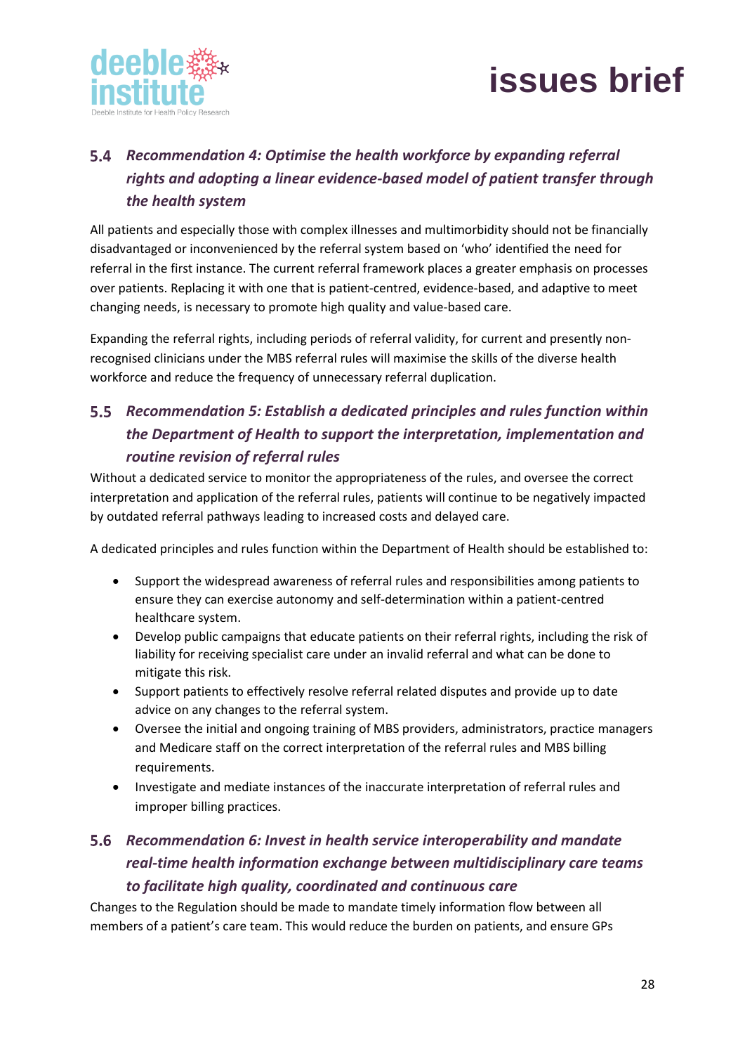## 5.4 *Recommendation 4: Optimise the health workforce by expanding referral rights and adopting a linear evidence-based model of patient transfer through the health system*

All patients and especially those with complex illnesses and multimorbidity should not be financially disadvantaged or inconvenienced by the referral system based on 'who' identified the need for referral in the first instance. The current referral framework places a greater emphasis on processes over patients. Replacing it with one that is patient-centred, evidence-based, and adaptive to meet changing needs, is necessary to promote high quality and value-based care.

Expanding the referral rights, including periods of referral validity, for current and presently non-recognised clinicians under the MBS referral rules will maximise the skills of the diverse health workforce and reduce the frequency of unnecessary referral duplication.

## 5.5 *Recommendation 5: Establish a dedicated principles and rules function within the Department of Health to support the interpretation, implementation and routine revision of referral rules*

Without a dedicated service to monitor the appropriateness of the rules, and oversee the correct interpretation and application of the referral rules, patients will continue to be negatively impacted by outdated referral pathways leading to increased costs and delayed care.

A dedicated principles and rules function within the Department of Health should be established to:

- Support the widespread awareness of referral rules and responsibilities among patients to ensure they can exercise autonomy and self-determination within a patient-centred healthcare system.
- Develop public campaigns that educate patients on their referral rights, including the risk of liability for receiving specialist care under an invalid referral and what can be done to mitigate this risk.
- Support patients to effectively resolve referral related disputes and provide up to date advice on any changes to the referral system.
- Oversee the initial and ongoing training of MBS providers, administrators, practice managers and Medicare staff on the correct interpretation of the referral rules and MBS billing requirements.
- Investigate and mediate instances of the inaccurate interpretation of referral rules and improper billing practices.

## 5.6 *Recommendation 6: Invest in health service interoperability and mandate real-time health information exchange between multidisciplinary care teams to facilitate high quality, coordinated and continuous care*

Changes to the Regulation should be made to mandate timely information flow between all members of a patient's care team. This would reduce the burden on patients, and ensure GPs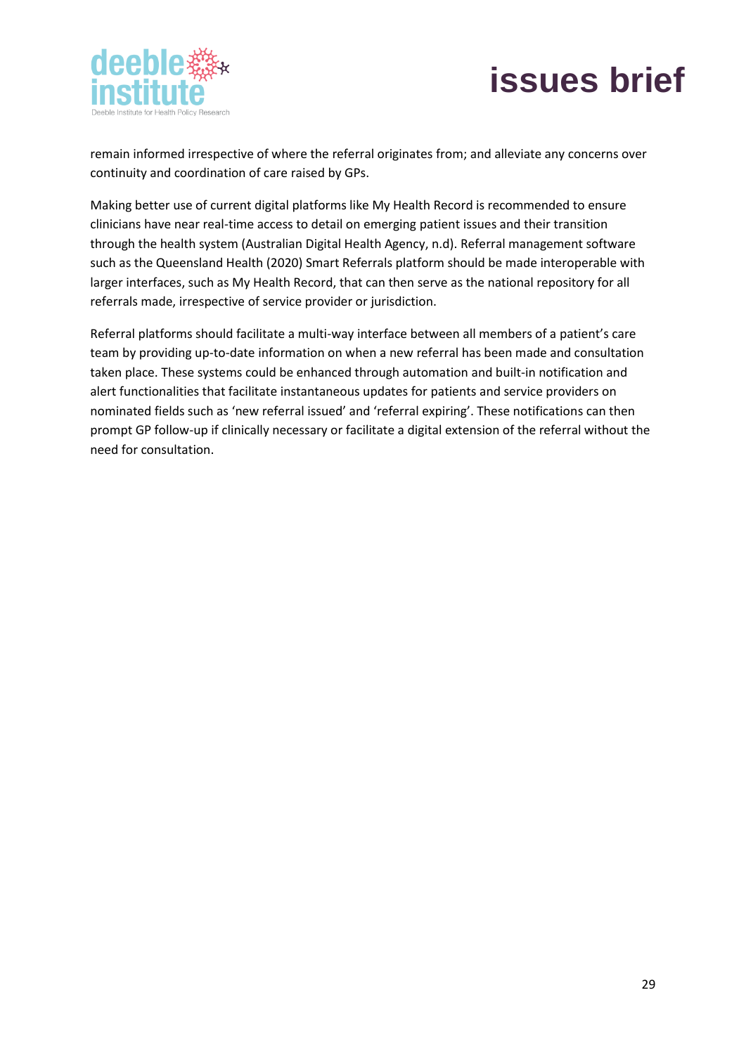remain informed irrespective of where the referral originates from; and alleviate any concerns over continuity and coordination of care raised by GPs.

Making better use of current digital platforms like My Health Record is recommended to ensure clinicians have near real-time access to detail on emerging patient issues and their transition through the health system (Australian Digital Health Agency, n.d). Referral management software such as the Queensland Health (2020) Smart Referrals platform should be made interoperable with larger interfaces, such as My Health Record, that can then serve as the national repository for all referrals made, irrespective of service provider or jurisdiction.

Referral platforms should facilitate a multi-way interface between all members of a patient's care team by providing up-to-date information on when a new referral has been made and consultation taken place. These systems could be enhanced through automation and built-in notification and alert functionalities that facilitate instantaneous updates for patients and service providers on nominated fields such as 'new referral issued' and 'referral expiring'. These notifications can then prompt GP follow-up if clinically necessary or facilitate a digital extension of the referral without the need for consultation.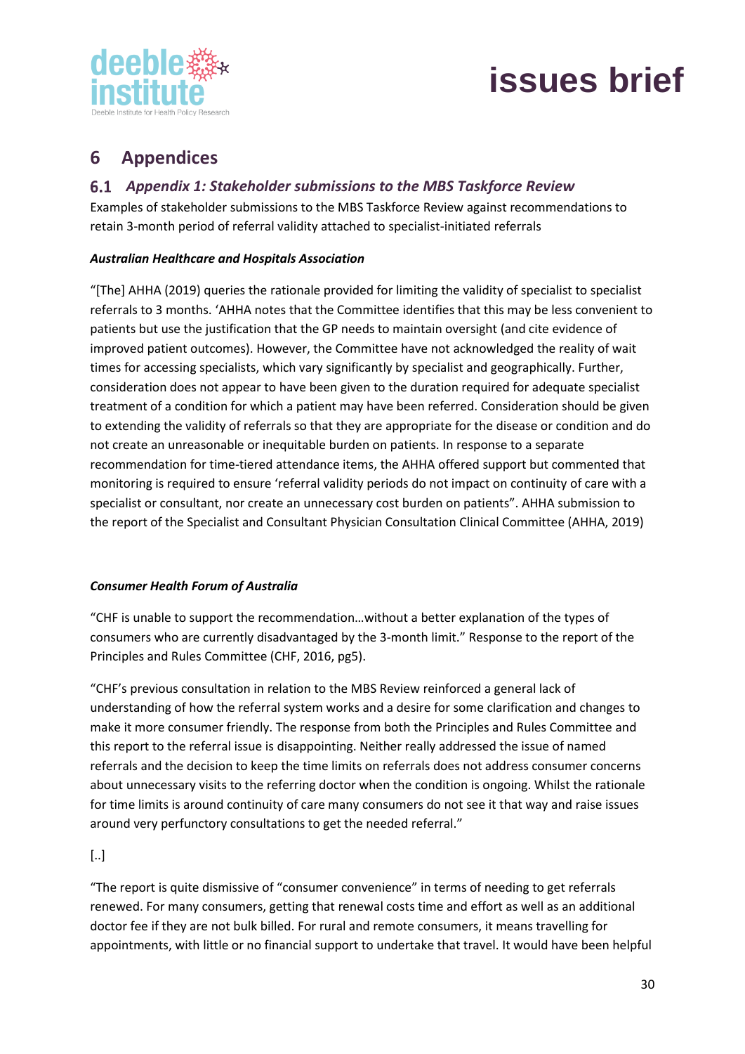# 6 Appendices

## 6.1 *Appendix 1: Stakeholder submissions to the MBS Taskforce Review*

Examples of stakeholder submissions to the MBS Taskforce Review against recommendations to retain 3-month period of referral validity attached to specialist-initiated referrals

***Australian Healthcare and Hospitals Association***

"[The] AHHA (2019) queries the rationale provided for limiting the validity of specialist to specialist referrals to 3 months. 'AHHA notes that the Committee identifies that this may be less convenient to patients but use the justification that the GP needs to maintain oversight (and cite evidence of improved patient outcomes). However, the Committee have not acknowledged the reality of wait times for accessing specialists, which vary significantly by specialist and geographically. Further, consideration does not appear to have been given to the duration required for adequate specialist treatment of a condition for which a patient may have been referred. Consideration should be given to extending the validity of referrals so that they are appropriate for the disease or condition and do not create an unreasonable or inequitable burden on patients. In response to a separate recommendation for time-tiered attendance items, the AHHA offered support but commented that monitoring is required to ensure 'referral validity periods do not impact on continuity of care with a specialist or consultant, nor create an unnecessary cost burden on patients". AHHA submission to the report of the Specialist and Consultant Physician Consultation Clinical Committee (AHHA, 2019)

***Consumer Health Forum of Australia***

"CHF is unable to support the recommendation…without a better explanation of the types of consumers who are currently disadvantaged by the 3-month limit." Response to the report of the Principles and Rules Committee (CHF, 2016, pg5).

"CHF's previous consultation in relation to the MBS Review reinforced a general lack of understanding of how the referral system works and a desire for some clarification and changes to make it more consumer friendly. The response from both the Principles and Rules Committee and this report to the referral issue is disappointing. Neither really addressed the issue of named referrals and the decision to keep the time limits on referrals does not address consumer concerns about unnecessary visits to the referring doctor when the condition is ongoing. Whilst the rationale for time limits is around continuity of care many consumers do not see it that way and raise issues around very perfunctory consultations to get the needed referral."

[..]

"The report is quite dismissive of "consumer convenience" in terms of needing to get referrals renewed. For many consumers, getting that renewal costs time and effort as well as an additional doctor fee if they are not bulk billed. For rural and remote consumers, it means travelling for appointments, with little or no financial support to undertake that travel. It would have been helpful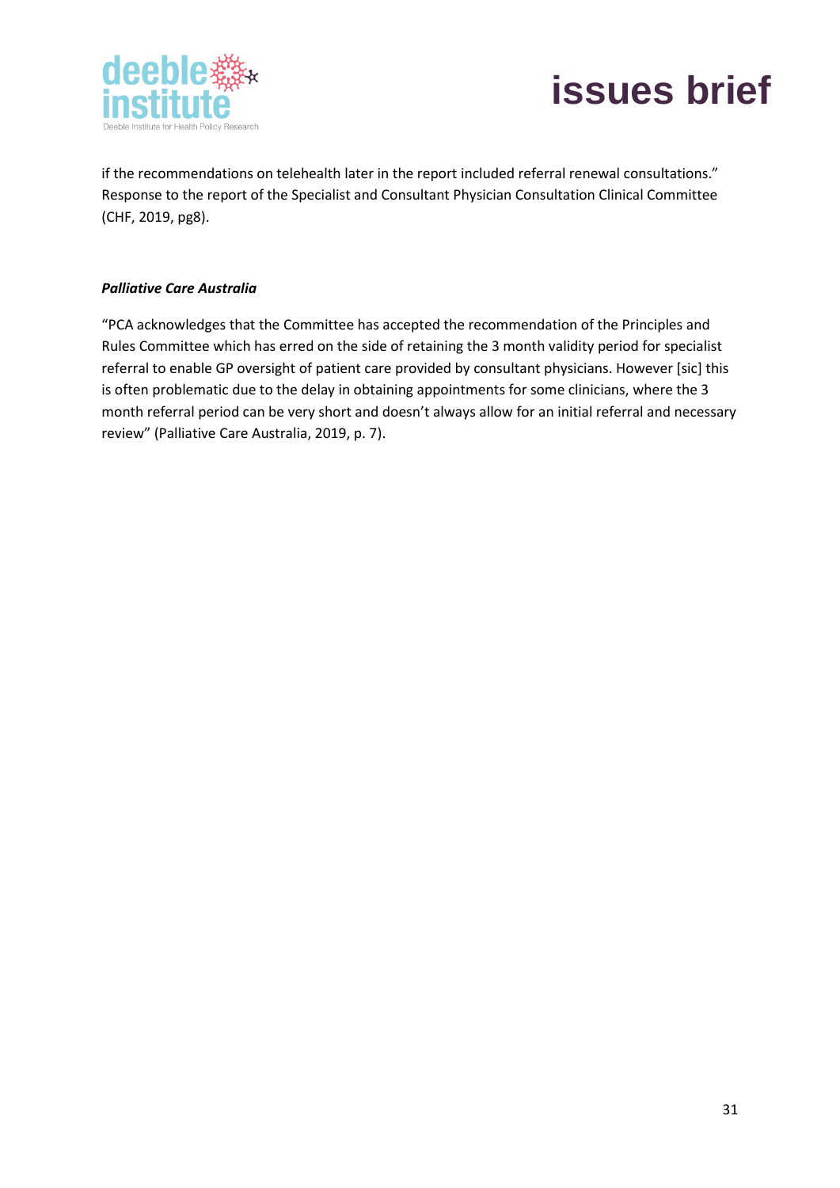if the recommendations on telehealth later in the report included referral renewal consultations." Response to the report of the Specialist and Consultant Physician Consultation Clinical Committee (CHF, 2019, pg8).

***Palliative Care Australia***

"PCA acknowledges that the Committee has accepted the recommendation of the Principles and Rules Committee which has erred on the side of retaining the 3 month validity period for specialist referral to enable GP oversight of patient care provided by consultant physicians. However [sic] this is often problematic due to the delay in obtaining appointments for some clinicians, where the 3 month referral period can be very short and doesn't always allow for an initial referral and necessary review" (Palliative Care Australia, 2019, p. 7).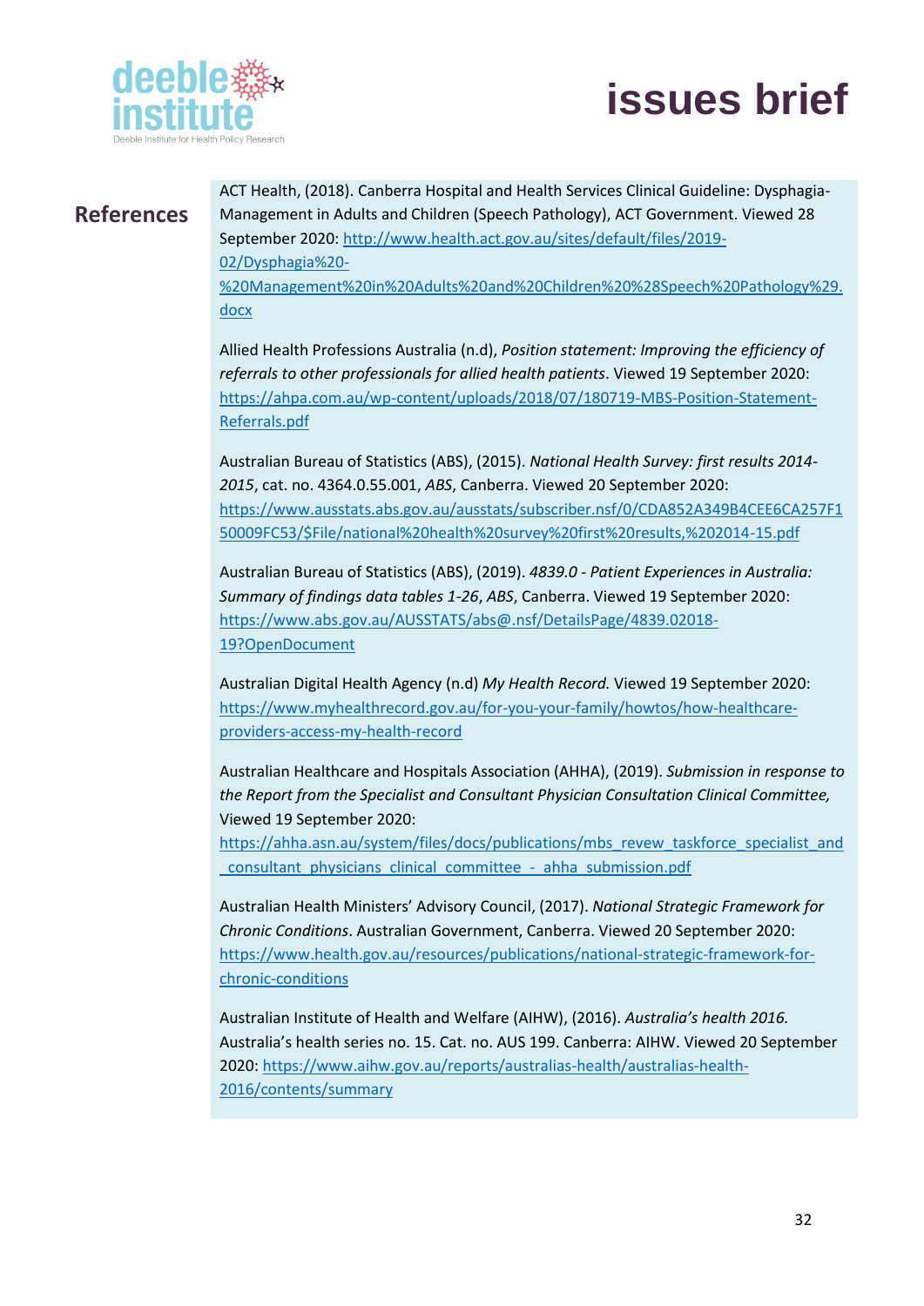## References

ACT Health, (2018). Canberra Hospital and Health Services Clinical Guideline: Dysphagia-Management in Adults and Children (Speech Pathology), ACT Government. Viewed 28 September 2020: http://www.health.act.gov.au/sites/default/files/2019-02/Dysphagia%20-%20Management%20in%20Adults%20and%20Children%20%28Speech%20Pathology%29.docx

Allied Health Professions Australia (n.d), *Position statement: Improving the efficiency of referrals to other professionals for allied health patients*. Viewed 19 September 2020: https://ahpa.com.au/wp-content/uploads/2018/07/180719-MBS-Position-Statement-Referrals.pdf

Australian Bureau of Statistics (ABS), (2015). *National Health Survey: first results 2014-2015*, cat. no. 4364.0.55.001, *ABS*, Canberra. Viewed 20 September 2020: https://www.ausstats.abs.gov.au/ausstats/subscriber.nsf/0/CDA852A349B4CEE6CA257F150009FC53/$File/national%20health%20survey%20first%20results,%202014-15.pdf

Australian Bureau of Statistics (ABS), (2019). *4839.0 - Patient Experiences in Australia: Summary of findings data tables 1-26*, *ABS*, Canberra. Viewed 19 September 2020: https://www.abs.gov.au/AUSSTATS/abs@.nsf/DetailsPage/4839.02018-19?OpenDocument

Australian Digital Health Agency (n.d) *My Health Record.* Viewed 19 September 2020: https://www.myhealthrecord.gov.au/for-you-your-family/howtos/how-healthcare-providers-access-my-health-record

Australian Healthcare and Hospitals Association (AHHA), (2019). *Submission in response to the Report from the Specialist and Consultant Physician Consultation Clinical Committee,* Viewed 19 September 2020: https://ahha.asn.au/system/files/docs/publications/mbs_revew_taskforce_specialist_and_consultant_physicians_clinical_committee_-_ahha_submission.pdf

Australian Health Ministers' Advisory Council, (2017). *National Strategic Framework for Chronic Conditions*. Australian Government, Canberra. Viewed 20 September 2020: https://www.health.gov.au/resources/publications/national-strategic-framework-for-chronic-conditions

Australian Institute of Health and Welfare (AIHW), (2016). *Australia's health 2016.* Australia's health series no. 15. Cat. no. AUS 199. Canberra: AIHW. Viewed 20 September 2020: https://www.aihw.gov.au/reports/australias-health/australias-health-2016/contents/summary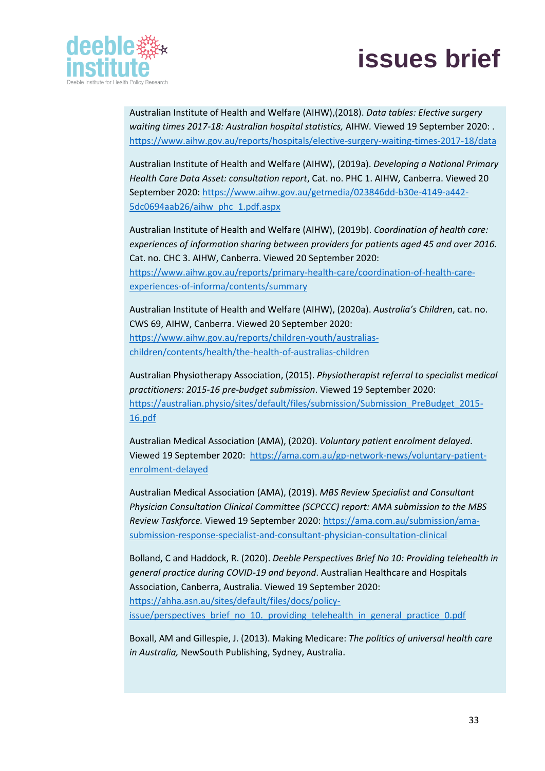Australian Institute of Health and Welfare (AIHW),(2018). *Data tables: Elective surgery waiting times 2017-18: Australian hospital statistics,* AIHW. Viewed 19 September 2020: . https://www.aihw.gov.au/reports/hospitals/elective-surgery-waiting-times-2017-18/data

Australian Institute of Health and Welfare (AIHW), (2019a). *Developing a National Primary Health Care Data Asset: consultation report*, Cat. no. PHC 1. AIHW*,* Canberra. Viewed 20 September 2020: https://www.aihw.gov.au/getmedia/023846dd-b30e-4149-a442-5dc0694aab26/aihw_phc_1.pdf.aspx

Australian Institute of Health and Welfare (AIHW), (2019b). *Coordination of health care: experiences of information sharing between providers for patients aged 45 and over 2016.* Cat. no. CHC 3. AIHW, Canberra. Viewed 20 September 2020: https://www.aihw.gov.au/reports/primary-health-care/coordination-of-health-care-experiences-of-informa/contents/summary

Australian Institute of Health and Welfare (AIHW), (2020a). *Australia's Children*, cat. no. CWS 69, AIHW, Canberra. Viewed 20 September 2020: https://www.aihw.gov.au/reports/children-youth/australias-children/contents/health/the-health-of-australias-children

Australian Physiotherapy Association, (2015). *Physiotherapist referral to specialist medical practitioners: 2015-16 pre-budget submission*. Viewed 19 September 2020: https://australian.physio/sites/default/files/submission/Submission_PreBudget_2015-16.pdf

Australian Medical Association (AMA), (2020). *Voluntary patient enrolment delayed*. Viewed 19 September 2020: https://ama.com.au/gp-network-news/voluntary-patient-enrolment-delayed

Australian Medical Association (AMA), (2019). *MBS Review Specialist and Consultant Physician Consultation Clinical Committee (SCPCCC) report: AMA submission to the MBS Review Taskforce.* Viewed 19 September 2020: https://ama.com.au/submission/ama-submission-response-specialist-and-consultant-physician-consultation-clinical

Bolland, C and Haddock, R. (2020). *Deeble Perspectives Brief No 10: Providing telehealth in general practice during COVID-19 and beyond*. Australian Healthcare and Hospitals Association, Canberra, Australia. Viewed 19 September 2020: https://ahha.asn.au/sites/default/files/docs/policy-issue/perspectives_brief_no_10._providing_telehealth_in_general_practice_0.pdf

Boxall, AM and Gillespie, J. (2013). Making Medicare: *The politics of universal health care in Australia,* NewSouth Publishing, Sydney, Australia.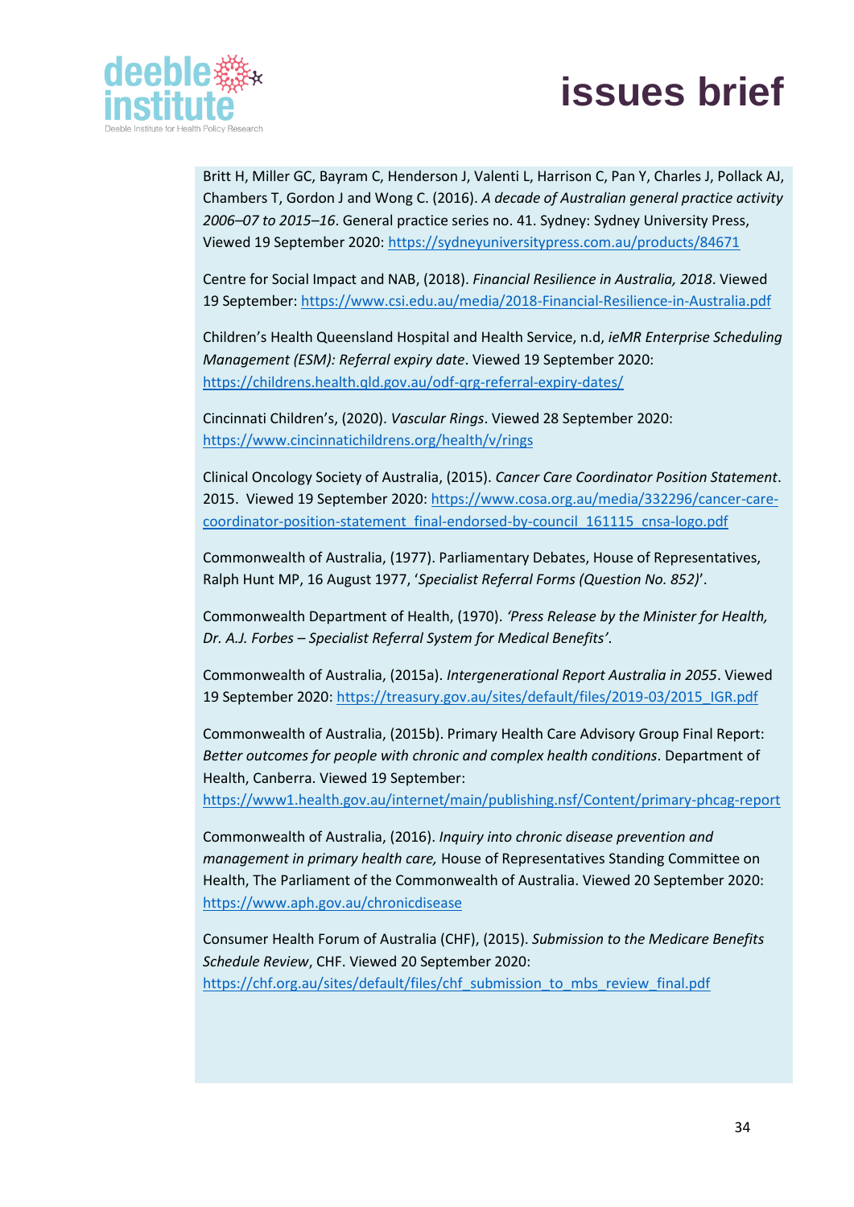Britt H, Miller GC, Bayram C, Henderson J, Valenti L, Harrison C, Pan Y, Charles J, Pollack AJ, Chambers T, Gordon J and Wong C. (2016). *A decade of Australian general practice activity 2006–07 to 2015–16*. General practice series no. 41. Sydney: Sydney University Press, Viewed 19 September 2020: https://sydneyuniversitypress.com.au/products/84671

Centre for Social Impact and NAB, (2018). *Financial Resilience in Australia, 2018*. Viewed 19 September: https://www.csi.edu.au/media/2018-Financial-Resilience-in-Australia.pdf

Children's Health Queensland Hospital and Health Service, n.d, *ieMR Enterprise Scheduling Management (ESM): Referral expiry date*. Viewed 19 September 2020: https://childrens.health.qld.gov.au/odf-qrg-referral-expiry-dates/

Cincinnati Children's, (2020). *Vascular Rings*. Viewed 28 September 2020: https://www.cincinnatichildrens.org/health/v/rings

Clinical Oncology Society of Australia, (2015). *Cancer Care Coordinator Position Statement*. 2015. Viewed 19 September 2020: https://www.cosa.org.au/media/332296/cancer-care-coordinator-position-statement_final-endorsed-by-council_161115_cnsa-logo.pdf

Commonwealth of Australia, (1977). Parliamentary Debates, House of Representatives, Ralph Hunt MP, 16 August 1977, '*Specialist Referral Forms (Question No. 852)*'.

Commonwealth Department of Health, (1970). *'Press Release by the Minister for Health, Dr. A.J. Forbes – Specialist Referral System for Medical Benefits'*.

Commonwealth of Australia, (2015a). *Intergenerational Report Australia in 2055*. Viewed 19 September 2020: https://treasury.gov.au/sites/default/files/2019-03/2015_IGR.pdf

Commonwealth of Australia, (2015b). Primary Health Care Advisory Group Final Report: *Better outcomes for people with chronic and complex health conditions*. Department of Health, Canberra. Viewed 19 September: https://www1.health.gov.au/internet/main/publishing.nsf/Content/primary-phcag-report

Commonwealth of Australia, (2016). *Inquiry into chronic disease prevention and management in primary health care,* House of Representatives Standing Committee on Health, The Parliament of the Commonwealth of Australia. Viewed 20 September 2020: https://www.aph.gov.au/chronicdisease

Consumer Health Forum of Australia (CHF), (2015). *Submission to the Medicare Benefits Schedule Review*, CHF. Viewed 20 September 2020: https://chf.org.au/sites/default/files/chf_submission_to_mbs_review_final.pdf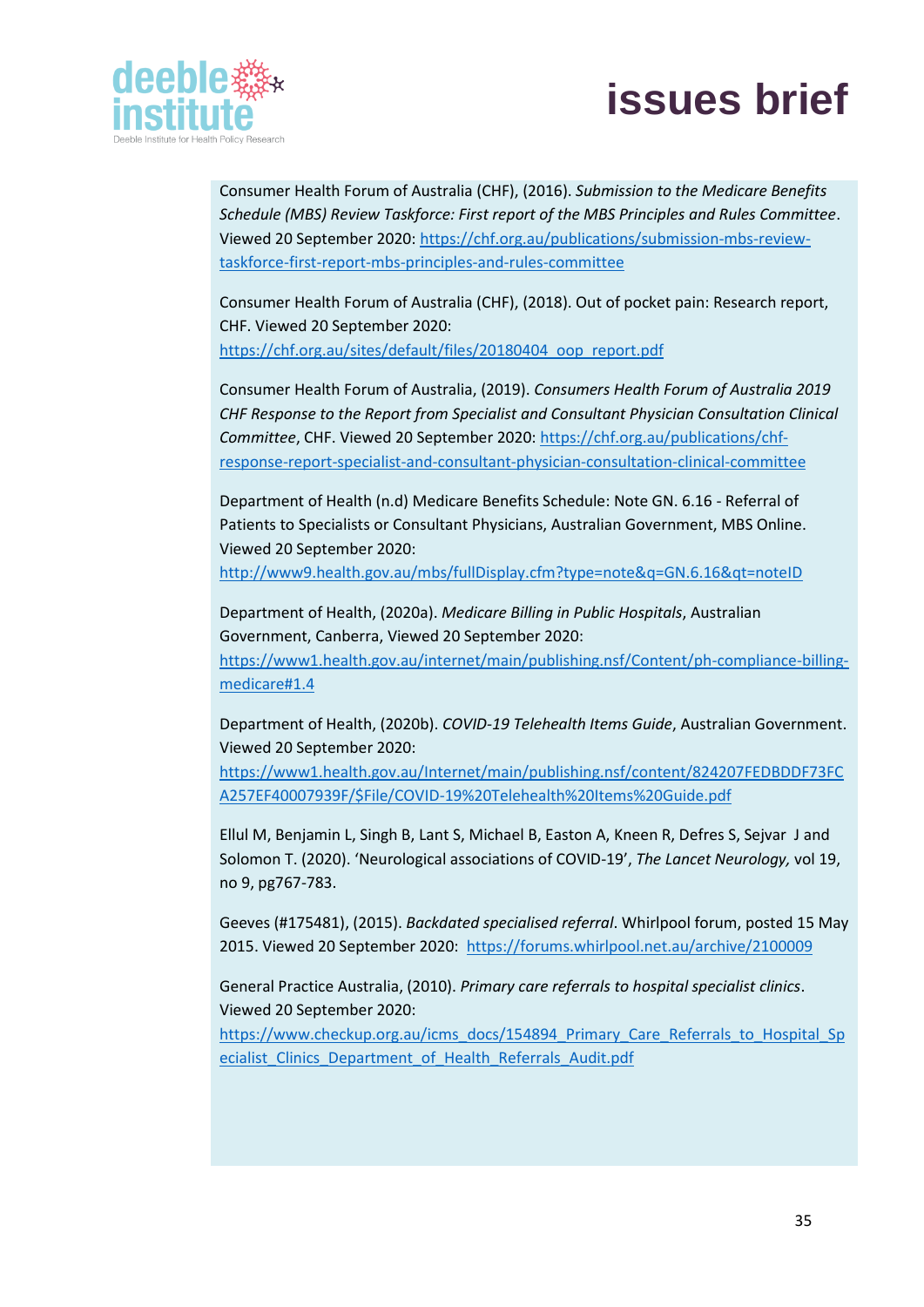Consumer Health Forum of Australia (CHF), (2016). *Submission to the Medicare Benefits Schedule (MBS) Review Taskforce: First report of the MBS Principles and Rules Committee*. Viewed 20 September 2020: https://chf.org.au/publications/submission-mbs-review-taskforce-first-report-mbs-principles-and-rules-committee

Consumer Health Forum of Australia (CHF), (2018). Out of pocket pain: Research report, CHF. Viewed 20 September 2020: https://chf.org.au/sites/default/files/20180404_oop_report.pdf

Consumer Health Forum of Australia, (2019). *Consumers Health Forum of Australia 2019 CHF Response to the Report from Specialist and Consultant Physician Consultation Clinical Committee*, CHF. Viewed 20 September 2020: https://chf.org.au/publications/chf-response-report-specialist-and-consultant-physician-consultation-clinical-committee

Department of Health (n.d) Medicare Benefits Schedule: Note GN. 6.16 - Referral of Patients to Specialists or Consultant Physicians, Australian Government, MBS Online. Viewed 20 September 2020: http://www9.health.gov.au/mbs/fullDisplay.cfm?type=note&q=GN.6.16&qt=noteID

Department of Health, (2020a). *Medicare Billing in Public Hospitals*, Australian Government, Canberra, Viewed 20 September 2020: https://www1.health.gov.au/internet/main/publishing.nsf/Content/ph-compliance-billing-medicare#1.4

Department of Health, (2020b). *COVID-19 Telehealth Items Guide*, Australian Government. Viewed 20 September 2020: https://www1.health.gov.au/Internet/main/publishing.nsf/content/824207FEDBDDF73FCA257EF40007939F/$File/COVID-19%20Telehealth%20Items%20Guide.pdf

Ellul M, Benjamin L, Singh B, Lant S, Michael B, Easton A, Kneen R, Defres S, Sejvar J and Solomon T. (2020). 'Neurological associations of COVID-19', *The Lancet Neurology,* vol 19, no 9, pg767-783.

Geeves (#175481), (2015). *Backdated specialised referral*. Whirlpool forum, posted 15 May 2015. Viewed 20 September 2020: https://forums.whirlpool.net.au/archive/2100009

General Practice Australia, (2010). *Primary care referrals to hospital specialist clinics*. Viewed 20 September 2020: https://www.checkup.org.au/icms_docs/154894_Primary_Care_Referrals_to_Hospital_Specialist_Clinics_Department_of_Health_Referrals_Audit.pdf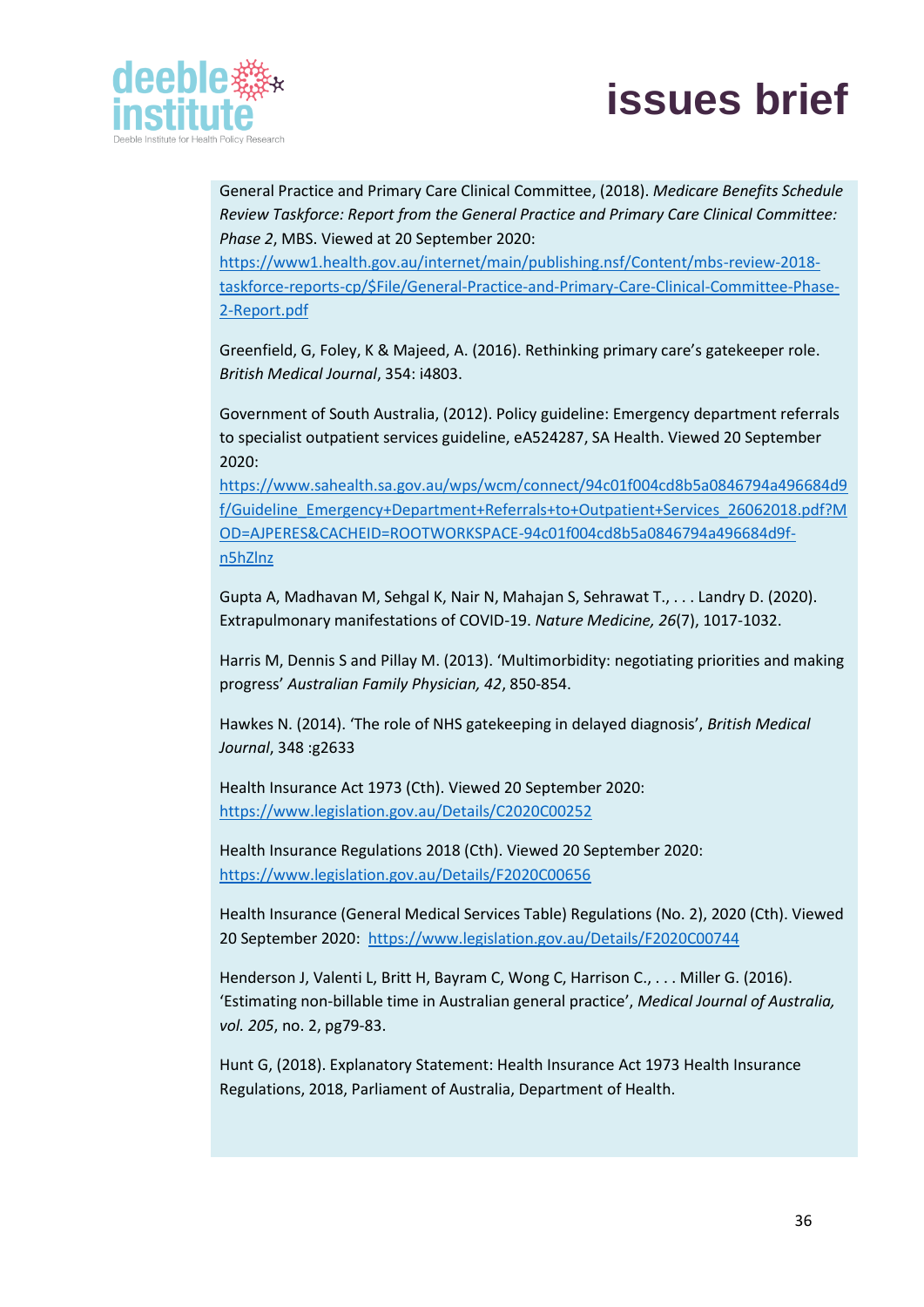General Practice and Primary Care Clinical Committee, (2018). *Medicare Benefits Schedule Review Taskforce: Report from the General Practice and Primary Care Clinical Committee: Phase 2*, MBS. Viewed at 20 September 2020: https://www1.health.gov.au/internet/main/publishing.nsf/Content/mbs-review-2018-taskforce-reports-cp/$File/General-Practice-and-Primary-Care-Clinical-Committee-Phase-2-Report.pdf

Greenfield, G, Foley, K & Majeed, A. (2016). Rethinking primary care's gatekeeper role. *British Medical Journal*, 354: i4803.

Government of South Australia, (2012). Policy guideline: Emergency department referrals to specialist outpatient services guideline, eA524287, SA Health. Viewed 20 September 2020: https://www.sahealth.sa.gov.au/wps/wcm/connect/94c01f004cd8b5a0846794a496684d9f/Guideline_Emergency+Department+Referrals+to+Outpatient+Services_26062018.pdf?MOD=AJPERES&CACHEID=ROOTWORKSPACE-94c01f004cd8b5a0846794a496684d9f-n5hZlnz

Gupta A, Madhavan M, Sehgal K, Nair N, Mahajan S, Sehrawat T., . . . Landry D. (2020). Extrapulmonary manifestations of COVID-19. *Nature Medicine, 26*(7), 1017-1032.

Harris M, Dennis S and Pillay M. (2013). 'Multimorbidity: negotiating priorities and making progress' *Australian Family Physician, 42*, 850-854.

Hawkes N. (2014). 'The role of NHS gatekeeping in delayed diagnosis', *British Medical Journal*, 348 :g2633

Health Insurance Act 1973 (Cth). Viewed 20 September 2020: https://www.legislation.gov.au/Details/C2020C00252

Health Insurance Regulations 2018 (Cth). Viewed 20 September 2020: https://www.legislation.gov.au/Details/F2020C00656

Health Insurance (General Medical Services Table) Regulations (No. 2), 2020 (Cth). Viewed 20 September 2020: https://www.legislation.gov.au/Details/F2020C00744

Henderson J, Valenti L, Britt H, Bayram C, Wong C, Harrison C., . . . Miller G. (2016). 'Estimating non-billable time in Australian general practice', *Medical Journal of Australia, vol. 205*, no. 2, pg79-83.

Hunt G, (2018). Explanatory Statement: Health Insurance Act 1973 Health Insurance Regulations, 2018, Parliament of Australia, Department of Health.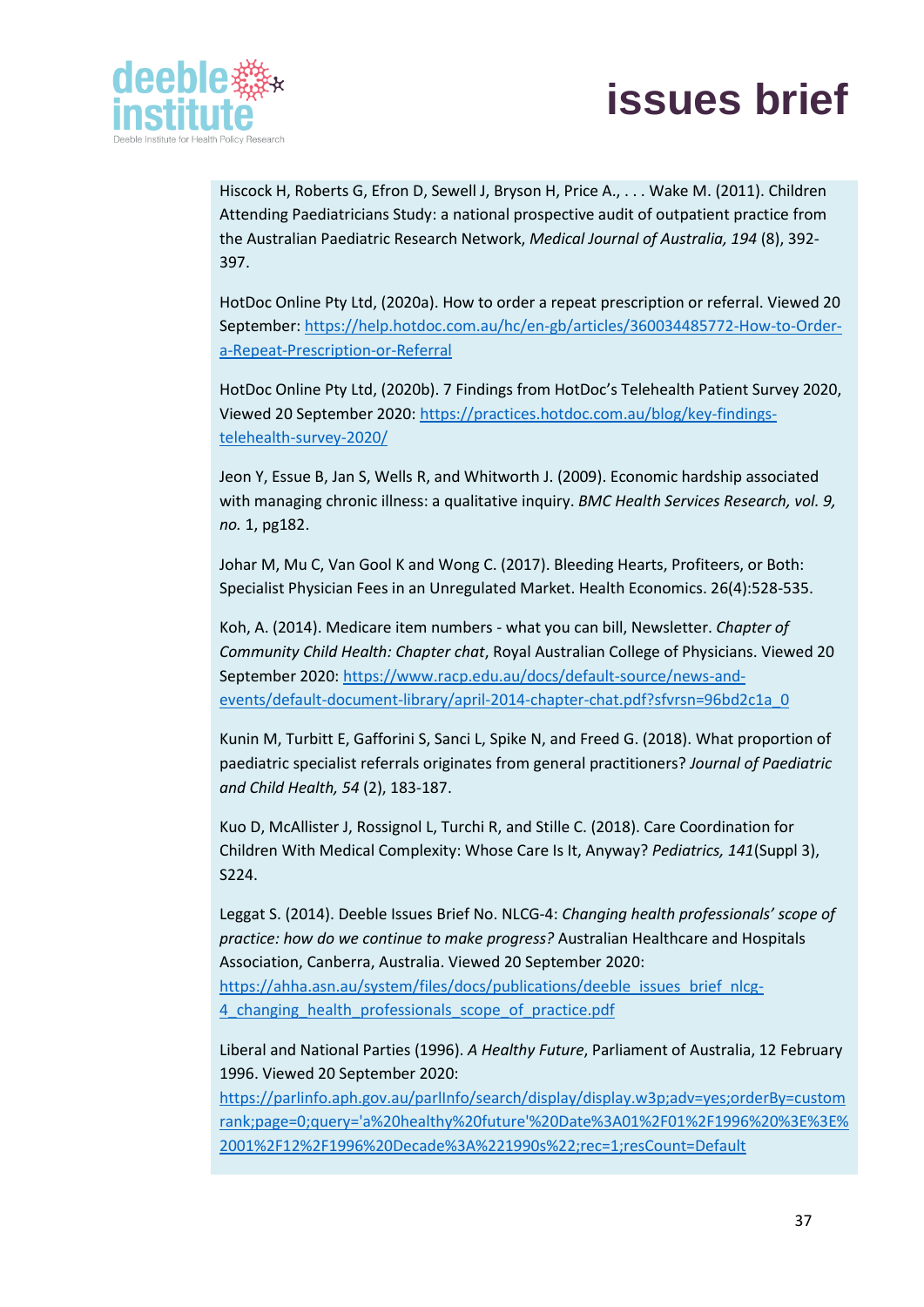Hiscock H, Roberts G, Efron D, Sewell J, Bryson H, Price A., . . . Wake M. (2011). Children Attending Paediatricians Study: a national prospective audit of outpatient practice from the Australian Paediatric Research Network, *Medical Journal of Australia, 194* (8), 392-397.

HotDoc Online Pty Ltd, (2020a). How to order a repeat prescription or referral. Viewed 20 September: [https://help.hotdoc.com.au/hc/en-gb/articles/360034485772-How-to-Order-a-Repeat-Prescription-or-Referral](https://help.hotdoc.com.au/hc/en-gb/articles/360034485772-How-to-Order-a-Repeat-Prescription-or-Referral)

HotDoc Online Pty Ltd, (2020b). 7 Findings from HotDoc's Telehealth Patient Survey 2020, Viewed 20 September 2020: [https://practices.hotdoc.com.au/blog/key-findings-telehealth-survey-2020/](https://practices.hotdoc.com.au/blog/key-findings-telehealth-survey-2020/)

Jeon Y, Essue B, Jan S, Wells R, and Whitworth J. (2009). Economic hardship associated with managing chronic illness: a qualitative inquiry. *BMC Health Services Research, vol. 9, no.* 1, pg182.

Johar M, Mu C, Van Gool K and Wong C. (2017). Bleeding Hearts, Profiteers, or Both: Specialist Physician Fees in an Unregulated Market. Health Economics. 26(4):528-535.

Koh, A. (2014). Medicare item numbers - what you can bill, Newsletter. *Chapter of Community Child Health: Chapter chat*, Royal Australian College of Physicians. Viewed 20 September 2020: [https://www.racp.edu.au/docs/default-source/news-and-events/default-document-library/april-2014-chapter-chat.pdf?sfvrsn=96bd2c1a_0](https://www.racp.edu.au/docs/default-source/news-and-events/default-document-library/april-2014-chapter-chat.pdf?sfvrsn=96bd2c1a_0)

Kunin M, Turbitt E, Gafforini S, Sanci L, Spike N, and Freed G. (2018). What proportion of paediatric specialist referrals originates from general practitioners? *Journal of Paediatric and Child Health, 54* (2), 183-187.

Kuo D, McAllister J, Rossignol L, Turchi R, and Stille C. (2018). Care Coordination for Children With Medical Complexity: Whose Care Is It, Anyway? *Pediatrics, 141*(Suppl 3), S224.

Leggat S. (2014). Deeble Issues Brief No. NLCG-4: *Changing health professionals' scope of practice: how do we continue to make progress?* Australian Healthcare and Hospitals Association, Canberra, Australia. Viewed 20 September 2020: [https://ahha.asn.au/system/files/docs/publications/deeble_issues_brief_nlcg-4_changing_health_professionals_scope_of_practice.pdf](https://ahha.asn.au/system/files/docs/publications/deeble_issues_brief_nlcg-4_changing_health_professionals_scope_of_practice.pdf)

Liberal and National Parties (1996). *A Healthy Future*, Parliament of Australia, 12 February 1996. Viewed 20 September 2020: [https://parlinfo.aph.gov.au/parlInfo/search/display/display.w3p;adv=yes;orderBy=customrank;page=0;query='a%20healthy%20future'%20Date%3A01%2F01%2F1996%20%3E%3E%2001%2F12%2F1996%20Decade%3A%221990s%22;rec=1;resCount=Default](https://parlinfo.aph.gov.au/parlInfo/search/display/display.w3p;adv=yes;orderBy=customrank;page=0;query='a%20healthy%20future'%20Date%3A01%2F01%2F1996%20%3E%3E%2001%2F12%2F1996%20Decade%3A%221990s%22;rec=1;resCount=Default)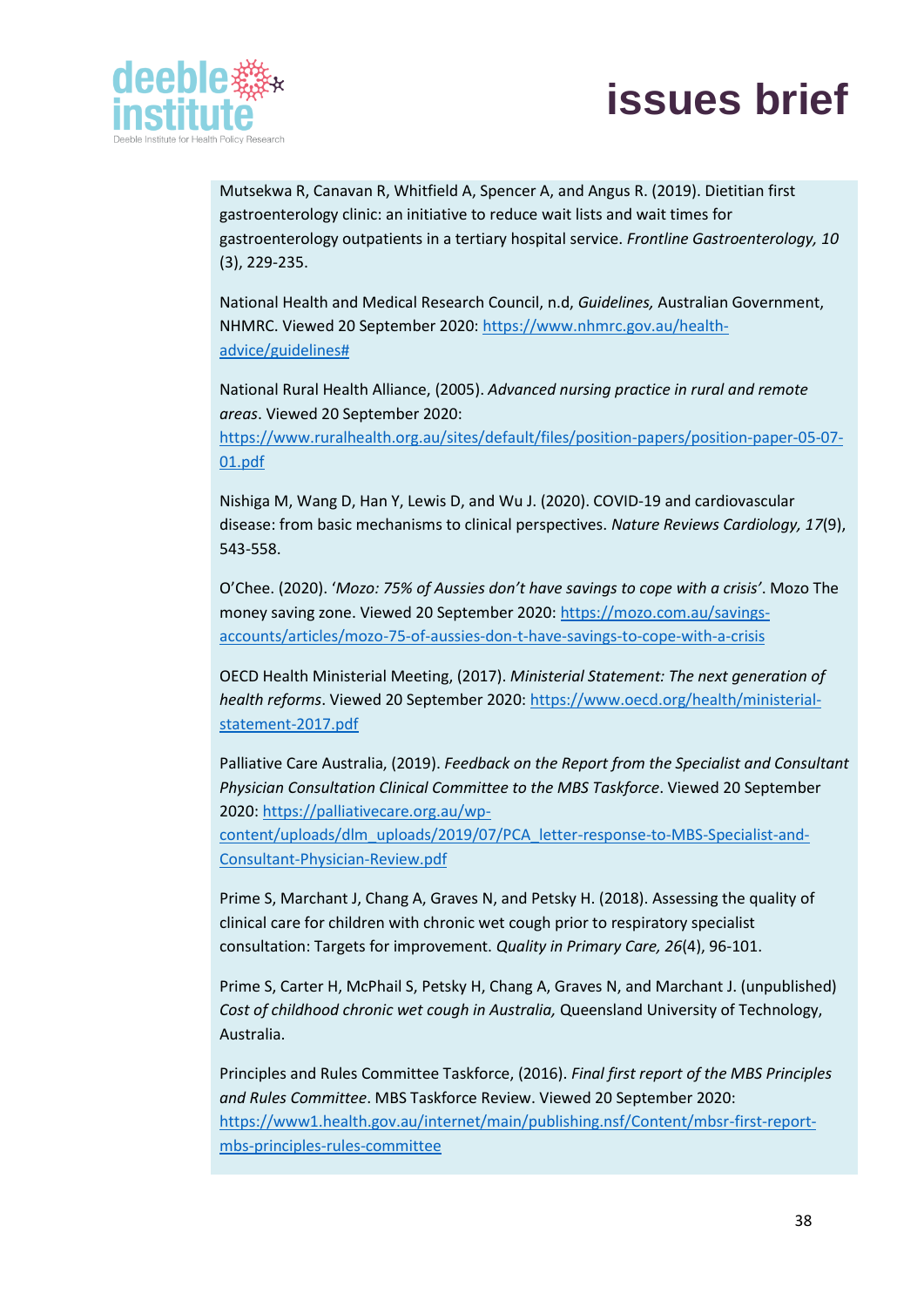Mutsekwa R, Canavan R, Whitfield A, Spencer A, and Angus R. (2019). Dietitian first gastroenterology clinic: an initiative to reduce wait lists and wait times for gastroenterology outpatients in a tertiary hospital service. *Frontline Gastroenterology, 10* (3), 229-235.

National Health and Medical Research Council, n.d, *Guidelines,* Australian Government, NHMRC. Viewed 20 September 2020: https://www.nhmrc.gov.au/health-advice/guidelines#

National Rural Health Alliance, (2005). *Advanced nursing practice in rural and remote areas*. Viewed 20 September 2020: https://www.ruralhealth.org.au/sites/default/files/position-papers/position-paper-05-07-01.pdf

Nishiga M, Wang D, Han Y, Lewis D, and Wu J. (2020). COVID-19 and cardiovascular disease: from basic mechanisms to clinical perspectives. *Nature Reviews Cardiology, 17*(9), 543-558.

O'Chee. (2020). '*Mozo: 75% of Aussies don't have savings to cope with a crisis*'. Mozo The money saving zone. Viewed 20 September 2020: https://mozo.com.au/savings-accounts/articles/mozo-75-of-aussies-don-t-have-savings-to-cope-with-a-crisis

OECD Health Ministerial Meeting, (2017). *Ministerial Statement: The next generation of health reforms*. Viewed 20 September 2020: https://www.oecd.org/health/ministerial-statement-2017.pdf

Palliative Care Australia, (2019). *Feedback on the Report from the Specialist and Consultant Physician Consultation Clinical Committee to the MBS Taskforce*. Viewed 20 September 2020: https://palliativecare.org.au/wp-content/uploads/dlm_uploads/2019/07/PCA_letter-response-to-MBS-Specialist-and-Consultant-Physician-Review.pdf

Prime S, Marchant J, Chang A, Graves N, and Petsky H. (2018). Assessing the quality of clinical care for children with chronic wet cough prior to respiratory specialist consultation: Targets for improvement. *Quality in Primary Care, 26*(4), 96-101.

Prime S, Carter H, McPhail S, Petsky H, Chang A, Graves N, and Marchant J. (unpublished) *Cost of childhood chronic wet cough in Australia,* Queensland University of Technology, Australia.

Principles and Rules Committee Taskforce, (2016). *Final first report of the MBS Principles and Rules Committee*. MBS Taskforce Review. Viewed 20 September 2020: https://www1.health.gov.au/internet/main/publishing.nsf/Content/mbsr-first-report-mbs-principles-rules-committee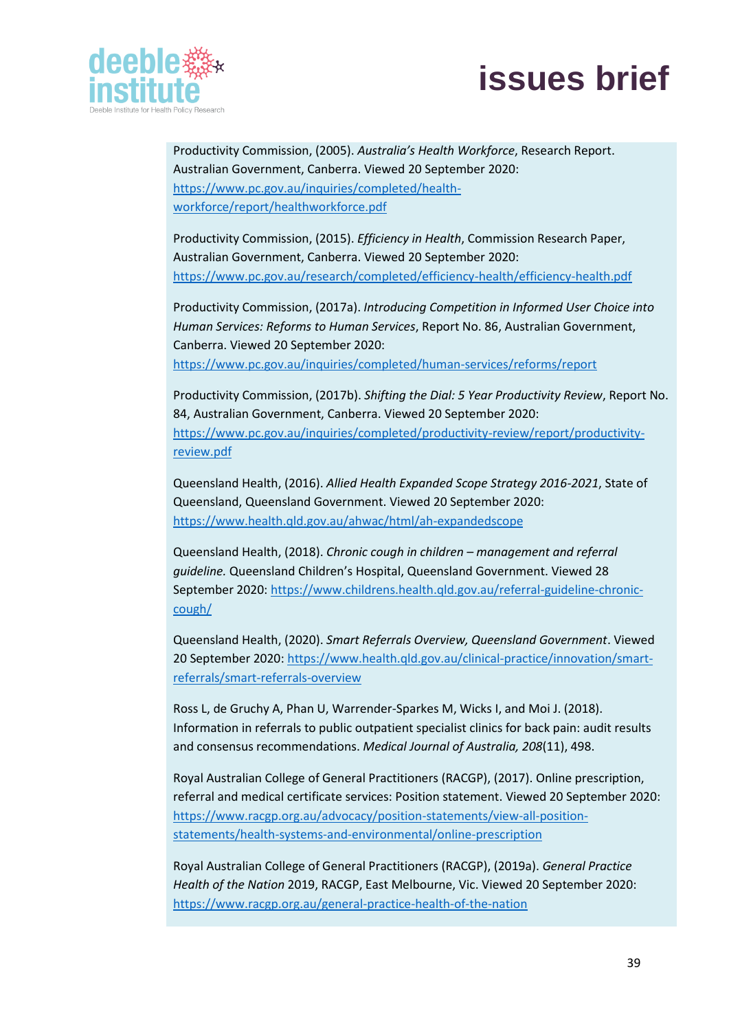Productivity Commission, (2005). *Australia's Health Workforce*, Research Report. Australian Government, Canberra. Viewed 20 September 2020: https://www.pc.gov.au/inquiries/completed/health-workforce/report/healthworkforce.pdf

Productivity Commission, (2015). *Efficiency in Health*, Commission Research Paper, Australian Government, Canberra. Viewed 20 September 2020: https://www.pc.gov.au/research/completed/efficiency-health/efficiency-health.pdf

Productivity Commission, (2017a). *Introducing Competition in Informed User Choice into Human Services: Reforms to Human Services*, Report No. 86, Australian Government, Canberra. Viewed 20 September 2020: https://www.pc.gov.au/inquiries/completed/human-services/reforms/report

Productivity Commission, (2017b). *Shifting the Dial: 5 Year Productivity Review*, Report No. 84, Australian Government, Canberra. Viewed 20 September 2020: https://www.pc.gov.au/inquiries/completed/productivity-review/report/productivity-review.pdf

Queensland Health, (2016). *Allied Health Expanded Scope Strategy 2016-2021*, State of Queensland, Queensland Government. Viewed 20 September 2020: https://www.health.qld.gov.au/ahwac/html/ah-expandedscope

Queensland Health, (2018). *Chronic cough in children – management and referral guideline.* Queensland Children's Hospital, Queensland Government. Viewed 28 September 2020: https://www.childrens.health.qld.gov.au/referral-guideline-chronic-cough/

Queensland Health, (2020). *Smart Referrals Overview, Queensland Government*. Viewed 20 September 2020: https://www.health.qld.gov.au/clinical-practice/innovation/smart-referrals/smart-referrals-overview

Ross L, de Gruchy A, Phan U, Warrender-Sparkes M, Wicks I, and Moi J. (2018). Information in referrals to public outpatient specialist clinics for back pain: audit results and consensus recommendations. *Medical Journal of Australia, 208*(11), 498.

Royal Australian College of General Practitioners (RACGP), (2017). Online prescription, referral and medical certificate services: Position statement. Viewed 20 September 2020: https://www.racgp.org.au/advocacy/position-statements/view-all-position-statements/health-systems-and-environmental/online-prescription

Royal Australian College of General Practitioners (RACGP), (2019a). *General Practice Health of the Nation* 2019, RACGP, East Melbourne, Vic. Viewed 20 September 2020: https://www.racgp.org.au/general-practice-health-of-the-nation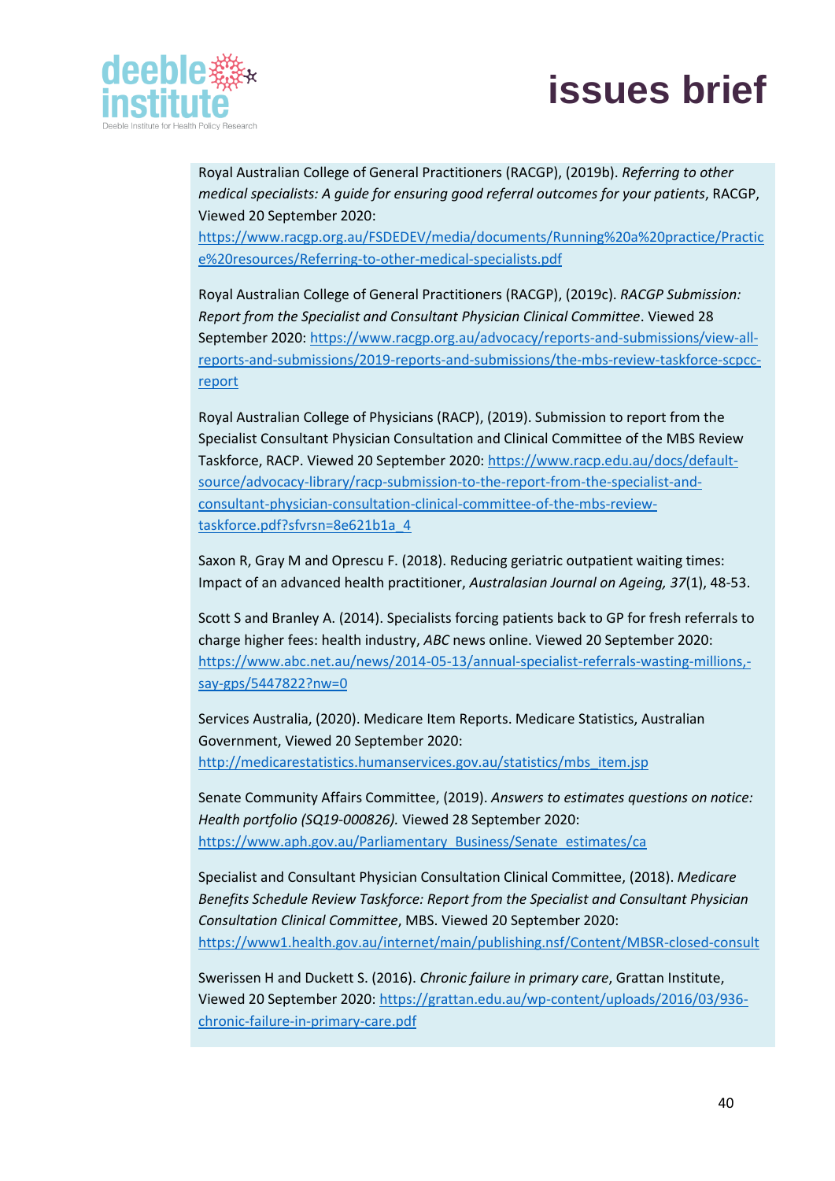Royal Australian College of General Practitioners (RACGP), (2019b). *Referring to other medical specialists: A guide for ensuring good referral outcomes for your patients*, RACGP, Viewed 20 September 2020: https://www.racgp.org.au/FSDEDEV/media/documents/Running%20a%20practice/Practice%20resources/Referring-to-other-medical-specialists.pdf

Royal Australian College of General Practitioners (RACGP), (2019c). *RACGP Submission: Report from the Specialist and Consultant Physician Clinical Committee*. Viewed 28 September 2020: https://www.racgp.org.au/advocacy/reports-and-submissions/view-all-reports-and-submissions/2019-reports-and-submissions/the-mbs-review-taskforce-scpcc-report

Royal Australian College of Physicians (RACP), (2019). Submission to report from the Specialist Consultant Physician Consultation and Clinical Committee of the MBS Review Taskforce, RACP. Viewed 20 September 2020: https://www.racp.edu.au/docs/default-source/advocacy-library/racp-submission-to-the-report-from-the-specialist-and-consultant-physician-consultation-clinical-committee-of-the-mbs-review-taskforce.pdf?sfvrsn=8e621b1a_4

Saxon R, Gray M and Oprescu F. (2018). Reducing geriatric outpatient waiting times: Impact of an advanced health practitioner, *Australasian Journal on Ageing, 37*(1), 48-53.

Scott S and Branley A. (2014). Specialists forcing patients back to GP for fresh referrals to charge higher fees: health industry, *ABC* news online. Viewed 20 September 2020: https://www.abc.net.au/news/2014-05-13/annual-specialist-referrals-wasting-millions,-say-gps/5447822?nw=0

Services Australia, (2020). Medicare Item Reports. Medicare Statistics, Australian Government, Viewed 20 September 2020: http://medicarestatistics.humanservices.gov.au/statistics/mbs_item.jsp

Senate Community Affairs Committee, (2019). *Answers to estimates questions on notice: Health portfolio (SQ19-000826).* Viewed 28 September 2020: https://www.aph.gov.au/Parliamentary_Business/Senate_estimates/ca

Specialist and Consultant Physician Consultation Clinical Committee, (2018). *Medicare Benefits Schedule Review Taskforce: Report from the Specialist and Consultant Physician Consultation Clinical Committee*, MBS. Viewed 20 September 2020: https://www1.health.gov.au/internet/main/publishing.nsf/Content/MBSR-closed-consult

Swerissen H and Duckett S. (2016). *Chronic failure in primary care*, Grattan Institute, Viewed 20 September 2020: https://grattan.edu.au/wp-content/uploads/2016/03/936-chronic-failure-in-primary-care.pdf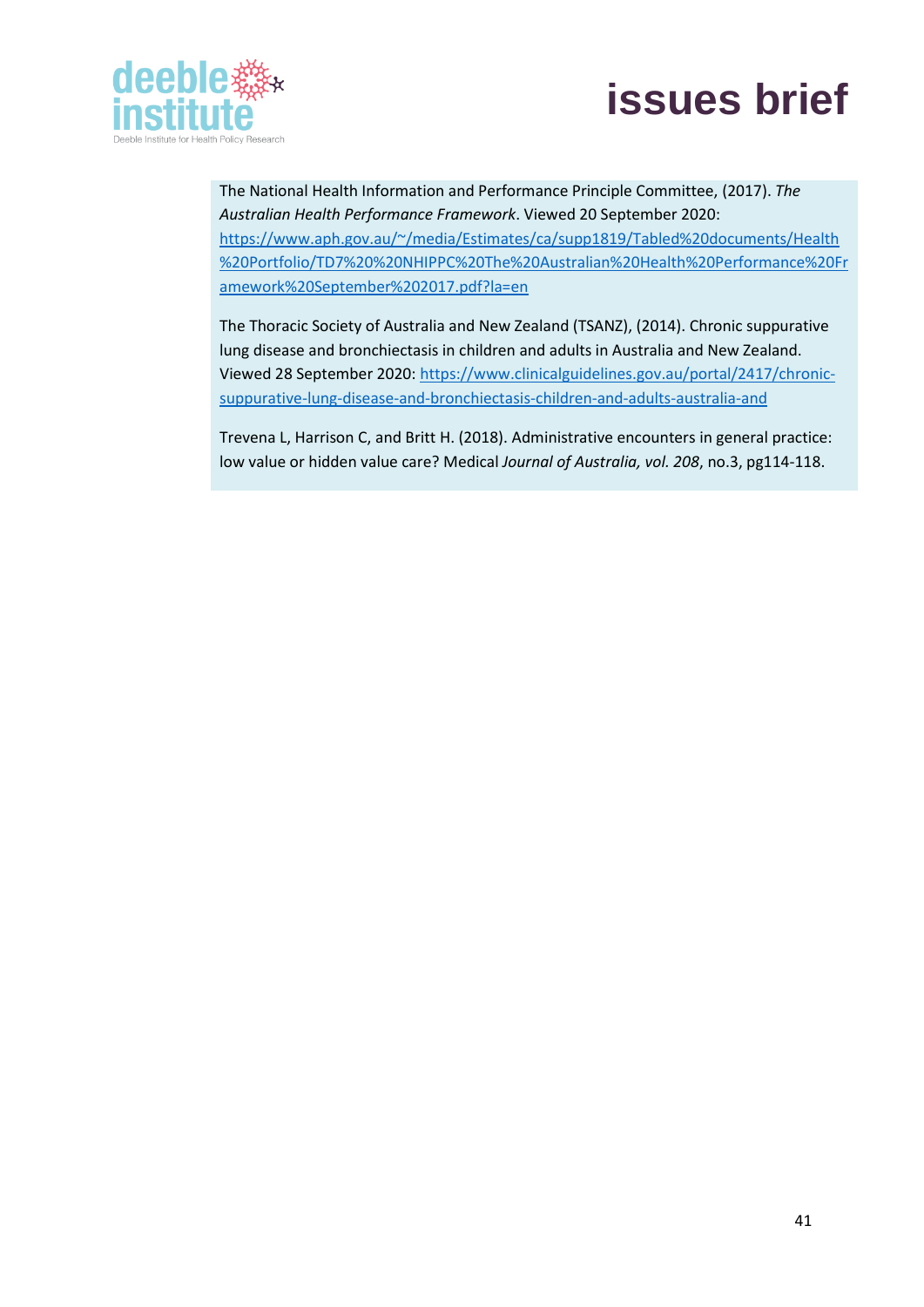The National Health Information and Performance Principle Committee, (2017). *The Australian Health Performance Framework*. Viewed 20 September 2020: https://www.aph.gov.au/~/media/Estimates/ca/supp1819/Tabled%20documents/Health%20Portfolio/TD7%20%20NHIPPC%20The%20Australian%20Health%20Performance%20Framework%20September%202017.pdf?la=en

The Thoracic Society of Australia and New Zealand (TSANZ), (2014). Chronic suppurative lung disease and bronchiectasis in children and adults in Australia and New Zealand. Viewed 28 September 2020: https://www.clinicalguidelines.gov.au/portal/2417/chronic-suppurative-lung-disease-and-bronchiectasis-children-and-adults-australia-and

Trevena L, Harrison C, and Britt H. (2018). Administrative encounters in general practice: low value or hidden value care? Medical *Journal of Australia, vol. 208*, no.3, pg114-118.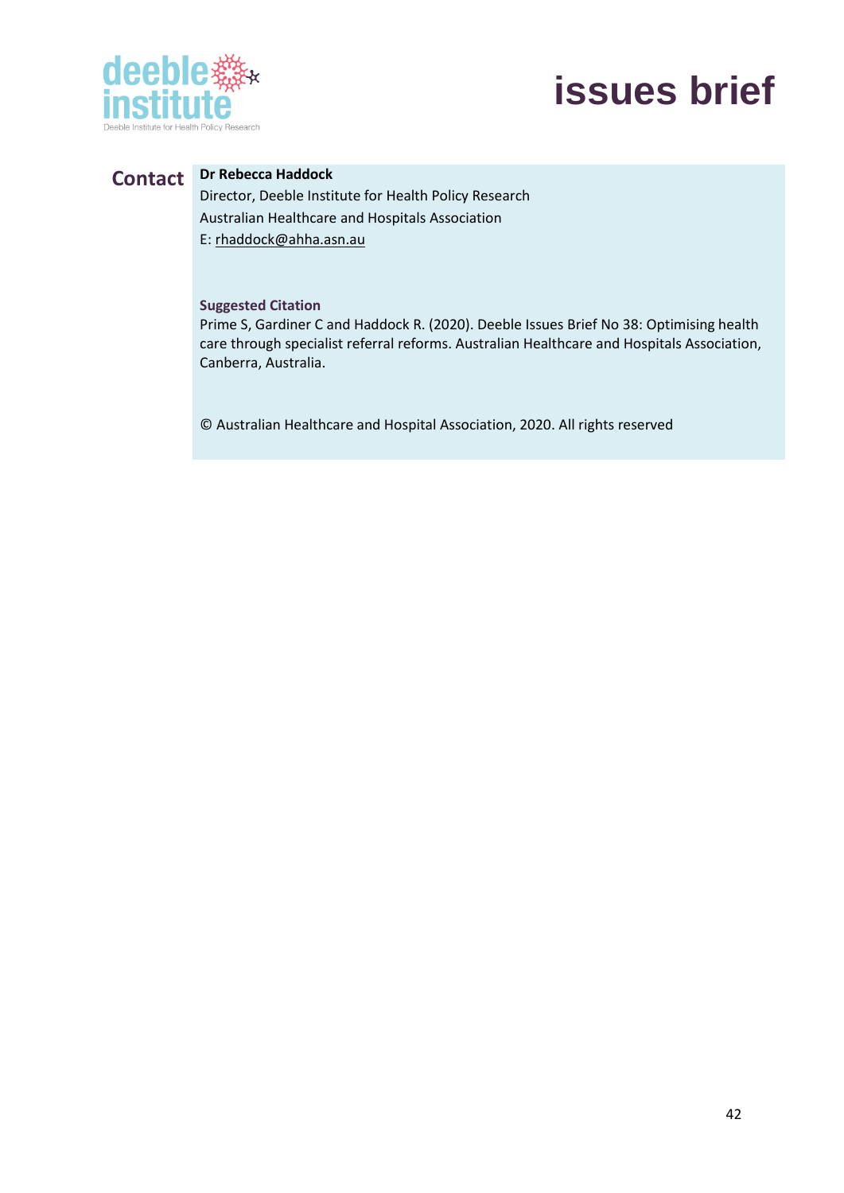deeble institute

Deeble Institute for Health Policy Research

# issues brief

## Contact

**Dr Rebecca Haddock**

Director, Deeble Institute for Health Policy Research

Australian Healthcare and Hospitals Association

E: rhaddock@ahha.asn.au

**Suggested Citation**

Prime S, Gardiner C and Haddock R. (2020). Deeble Issues Brief No 38: Optimising health care through specialist referral reforms. Australian Healthcare and Hospitals Association, Canberra, Australia.

© Australian Healthcare and Hospital Association, 2020. All rights reserved